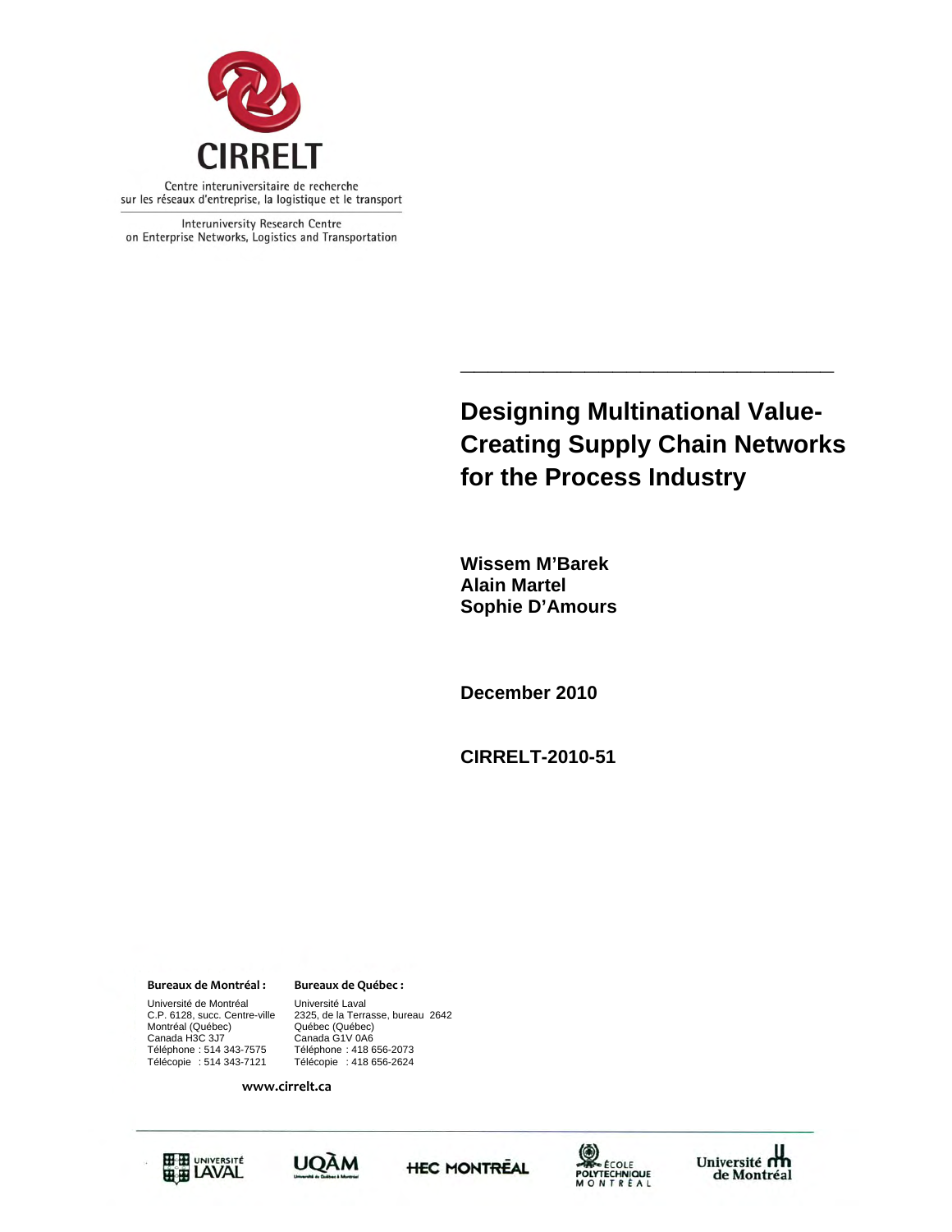CIRRELT

Centre interuniversitaire de recherche sur les réseaux d'entreprise, la logistique et le transport

Interuniversity Research Centre on Enterprise Networks, Logistics and Transportation

# Designing Multinational Value-Creating Supply Chain Networks for the Process Industry

**Wissem M'Barek**
**Alain Martel**
**Sophie D'Amours**

**December 2010**

**CIRRELT-2010-51**

**Bureaux de Montréal :**

Université de Montréal
C.P. 6128, succ. Centre-ville
Montréal (Québec)
Canada H3C 3J7
Téléphone : 514 343-7575
Télécopie : 514 343-7121

**Bureaux de Québec :**

Université Laval
2325, de la Terrasse, bureau 2642
Québec (Québec)
Canada G1V 0A6
Téléphone : 418 656-2073
Télécopie : 418 656-2624

www.cirrelt.ca

Université Laval · UQAM · HEC Montréal · École Polytechnique Montréal · Université de Montréal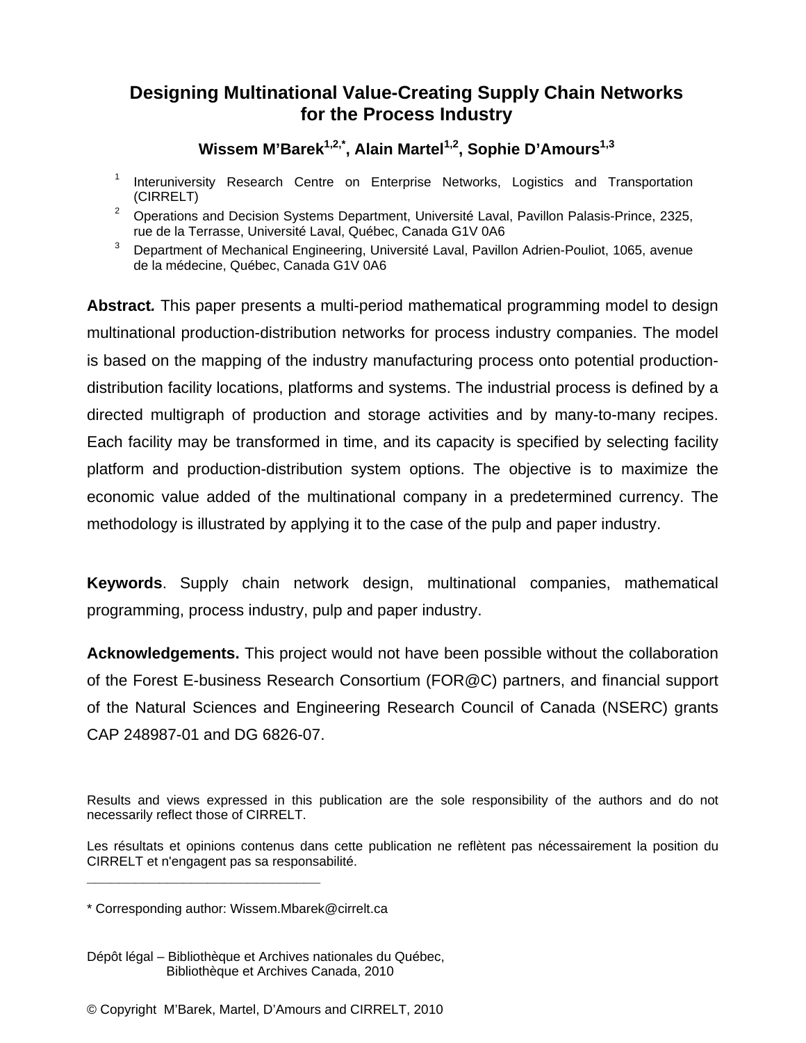# Designing Multinational Value-Creating Supply Chain Networks for the Process Industry

**Wissem M'Barek[1,2,*], Alain Martel[1,2], Sophie D'Amours[1,3]**

[1] Interuniversity Research Centre on Enterprise Networks, Logistics and Transportation (CIRRELT)

[2] Operations and Decision Systems Department, Université Laval, Pavillon Palasis-Prince, 2325, rue de la Terrasse, Université Laval, Québec, Canada G1V 0A6

[3] Department of Mechanical Engineering, Université Laval, Pavillon Adrien-Pouliot, 1065, avenue de la médecine, Québec, Canada G1V 0A6

**Abstract.** This paper presents a multi-period mathematical programming model to design multinational production-distribution networks for process industry companies. The model is based on the mapping of the industry manufacturing process onto potential production-distribution facility locations, platforms and systems. The industrial process is defined by a directed multigraph of production and storage activities and by many-to-many recipes. Each facility may be transformed in time, and its capacity is specified by selecting facility platform and production-distribution system options. The objective is to maximize the economic value added of the multinational company in a predetermined currency. The methodology is illustrated by applying it to the case of the pulp and paper industry.

**Keywords**. Supply chain network design, multinational companies, mathematical programming, process industry, pulp and paper industry.

**Acknowledgements.** This project would not have been possible without the collaboration of the Forest E-business Research Consortium (FOR@C) partners, and financial support of the Natural Sciences and Engineering Research Council of Canada (NSERC) grants CAP 248987-01 and DG 6826-07.

Results and views expressed in this publication are the sole responsibility of the authors and do not necessarily reflect those of CIRRELT.

Les résultats et opinions contenus dans cette publication ne reflètent pas nécessairement la position du CIRRELT et n'engagent pas sa responsabilité.

_____________________________

* Corresponding author: Wissem.Mbarek@cirrelt.ca

Dépôt légal – Bibliothèque et Archives nationales du Québec,
Bibliothèque et Archives Canada, 2010

© Copyright M'Barek, Martel, D'Amours and CIRRELT, 2010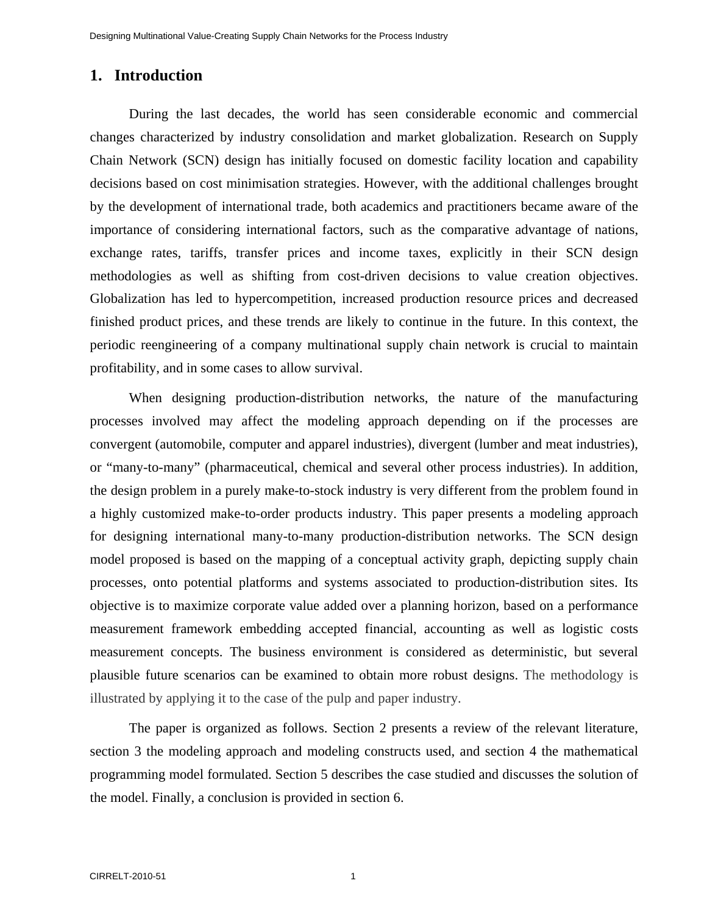## 1. Introduction

During the last decades, the world has seen considerable economic and commercial changes characterized by industry consolidation and market globalization. Research on Supply Chain Network (SCN) design has initially focused on domestic facility location and capability decisions based on cost minimisation strategies. However, with the additional challenges brought by the development of international trade, both academics and practitioners became aware of the importance of considering international factors, such as the comparative advantage of nations, exchange rates, tariffs, transfer prices and income taxes, explicitly in their SCN design methodologies as well as shifting from cost-driven decisions to value creation objectives. Globalization has led to hypercompetition, increased production resource prices and decreased finished product prices, and these trends are likely to continue in the future. In this context, the periodic reengineering of a company multinational supply chain network is crucial to maintain profitability, and in some cases to allow survival.

When designing production-distribution networks, the nature of the manufacturing processes involved may affect the modeling approach depending on if the processes are convergent (automobile, computer and apparel industries), divergent (lumber and meat industries), or “many-to-many” (pharmaceutical, chemical and several other process industries). In addition, the design problem in a purely make-to-stock industry is very different from the problem found in a highly customized make-to-order products industry. This paper presents a modeling approach for designing international many-to-many production-distribution networks. The SCN design model proposed is based on the mapping of a conceptual activity graph, depicting supply chain processes, onto potential platforms and systems associated to production-distribution sites. Its objective is to maximize corporate value added over a planning horizon, based on a performance measurement framework embedding accepted financial, accounting as well as logistic costs measurement concepts. The business environment is considered as deterministic, but several plausible future scenarios can be examined to obtain more robust designs. The methodology is illustrated by applying it to the case of the pulp and paper industry.

The paper is organized as follows. Section 2 presents a review of the relevant literature, section 3 the modeling approach and modeling constructs used, and section 4 the mathematical programming model formulated. Section 5 describes the case studied and discusses the solution of the model. Finally, a conclusion is provided in section 6.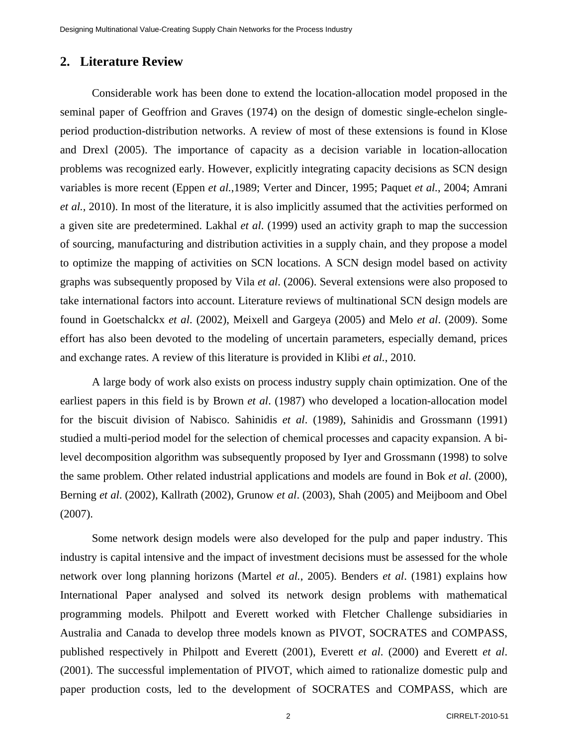## 2. Literature Review

Considerable work has been done to extend the location-allocation model proposed in the seminal paper of Geoffrion and Graves (1974) on the design of domestic single-echelon single-period production-distribution networks. A review of most of these extensions is found in Klose and Drexl (2005). The importance of capacity as a decision variable in location-allocation problems was recognized early. However, explicitly integrating capacity decisions as SCN design variables is more recent (Eppen *et al.*,1989; Verter and Dincer, 1995; Paquet *et al.*, 2004; Amrani *et al.*, 2010). In most of the literature, it is also implicitly assumed that the activities performed on a given site are predetermined. Lakhal *et al*. (1999) used an activity graph to map the succession of sourcing, manufacturing and distribution activities in a supply chain, and they propose a model to optimize the mapping of activities on SCN locations. A SCN design model based on activity graphs was subsequently proposed by Vila *et al*. (2006). Several extensions were also proposed to take international factors into account. Literature reviews of multinational SCN design models are found in Goetschalckx *et al*. (2002), Meixell and Gargeya (2005) and Melo *et al*. (2009). Some effort has also been devoted to the modeling of uncertain parameters, especially demand, prices and exchange rates. A review of this literature is provided in Klibi *et al.*, 2010.

A large body of work also exists on process industry supply chain optimization. One of the earliest papers in this field is by Brown *et al*. (1987) who developed a location-allocation model for the biscuit division of Nabisco. Sahinidis *et al*. (1989), Sahinidis and Grossmann (1991) studied a multi-period model for the selection of chemical processes and capacity expansion. A bi-level decomposition algorithm was subsequently proposed by Iyer and Grossmann (1998) to solve the same problem. Other related industrial applications and models are found in Bok *et al*. (2000), Berning *et al*. (2002), Kallrath (2002), Grunow *et al*. (2003), Shah (2005) and Meijboom and Obel (2007).

Some network design models were also developed for the pulp and paper industry. This industry is capital intensive and the impact of investment decisions must be assessed for the whole network over long planning horizons (Martel *et al.*, 2005). Benders *et al*. (1981) explains how International Paper analysed and solved its network design problems with mathematical programming models. Philpott and Everett worked with Fletcher Challenge subsidiaries in Australia and Canada to develop three models known as PIVOT, SOCRATES and COMPASS, published respectively in Philpott and Everett (2001), Everett *et al*. (2000) and Everett *et al*. (2001). The successful implementation of PIVOT, which aimed to rationalize domestic pulp and paper production costs, led to the development of SOCRATES and COMPASS, which are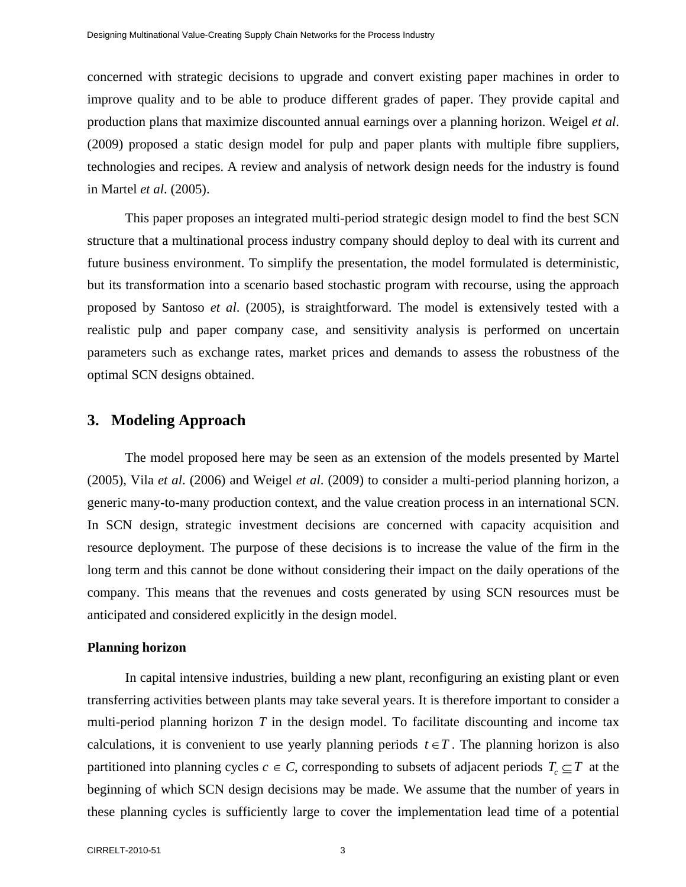concerned with strategic decisions to upgrade and convert existing paper machines in order to improve quality and to be able to produce different grades of paper. They provide capital and production plans that maximize discounted annual earnings over a planning horizon. Weigel *et al*. (2009) proposed a static design model for pulp and paper plants with multiple fibre suppliers, technologies and recipes. A review and analysis of network design needs for the industry is found in Martel *et al*. (2005).

This paper proposes an integrated multi-period strategic design model to find the best SCN structure that a multinational process industry company should deploy to deal with its current and future business environment. To simplify the presentation, the model formulated is deterministic, but its transformation into a scenario based stochastic program with recourse, using the approach proposed by Santoso *et al*. (2005), is straightforward. The model is extensively tested with a realistic pulp and paper company case, and sensitivity analysis is performed on uncertain parameters such as exchange rates, market prices and demands to assess the robustness of the optimal SCN designs obtained.

## 3. Modeling Approach

The model proposed here may be seen as an extension of the models presented by Martel (2005), Vila *et al*. (2006) and Weigel *et al*. (2009) to consider a multi-period planning horizon, a generic many-to-many production context, and the value creation process in an international SCN. In SCN design, strategic investment decisions are concerned with capacity acquisition and resource deployment. The purpose of these decisions is to increase the value of the firm in the long term and this cannot be done without considering their impact on the daily operations of the company. This means that the revenues and costs generated by using SCN resources must be anticipated and considered explicitly in the design model.

**Planning horizon**

In capital intensive industries, building a new plant, reconfiguring an existing plant or even transferring activities between plants may take several years. It is therefore important to consider a multi-period planning horizon $T$ in the design model. To facilitate discounting and income tax calculations, it is convenient to use yearly planning periods $t \in T$. The planning horizon is also partitioned into planning cycles $c \in C$, corresponding to subsets of adjacent periods $T_c \subseteq T$ at the beginning of which SCN design decisions may be made. We assume that the number of years in these planning cycles is sufficiently large to cover the implementation lead time of a potential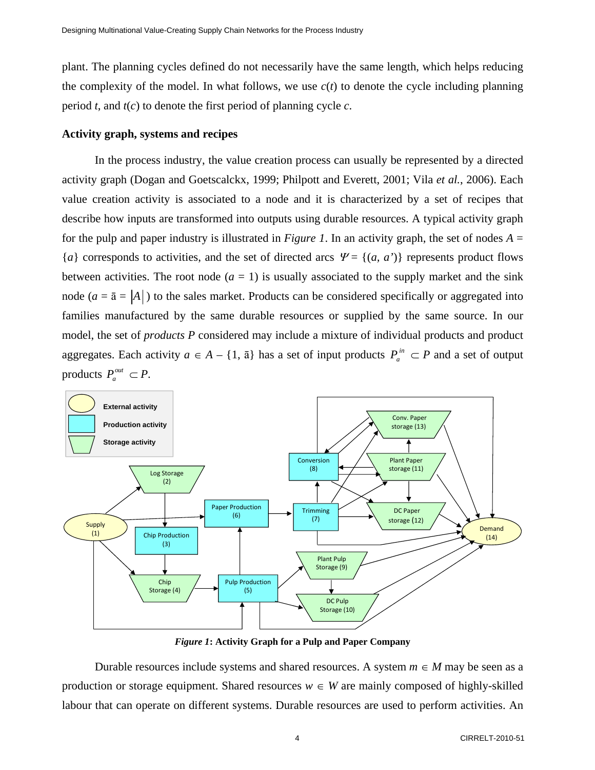plant. The planning cycles defined do not necessarily have the same length, which helps reducing the complexity of the model. In what follows, we use $c(t)$ to denote the cycle including planning period $t$, and $t(c)$ to denote the first period of planning cycle $c$.

**Activity graph, systems and recipes**

In the process industry, the value creation process can usually be represented by a directed activity graph (Dogan and Goetscalckx, 1999; Philpott and Everett, 2001; Vila *et al.*, 2006). Each value creation activity is associated to a node and it is characterized by a set of recipes that describe how inputs are transformed into outputs using durable resources. A typical activity graph for the pulp and paper industry is illustrated in *Figure 1*. In an activity graph, the set of nodes $A = \{a\}$ corresponds to activities, and the set of directed arcs $\Psi = \{(a, a')\}$ represents product flows between activities. The root node ($a = 1$) is usually associated to the supply market and the sink node ($a = \bar{a} = |A|$) to the sales market. Products can be considered specifically or aggregated into families manufactured by the same durable resources or supplied by the same source. In our model, the set of *products P* considered may include a mixture of individual products and product aggregates. Each activity $a \in A - \{1, \bar{a}\}$ has a set of input products $P_a^{in} \subset P$ and a set of output products $P_a^{out} \subset P$.

***Figure 1*: Activity Graph for a Pulp and Paper Company**

Durable resources include systems and shared resources. A system $m \in M$ may be seen as a production or storage equipment. Shared resources $w \in W$ are mainly composed of highly-skilled labour that can operate on different systems. Durable resources are used to perform activities. An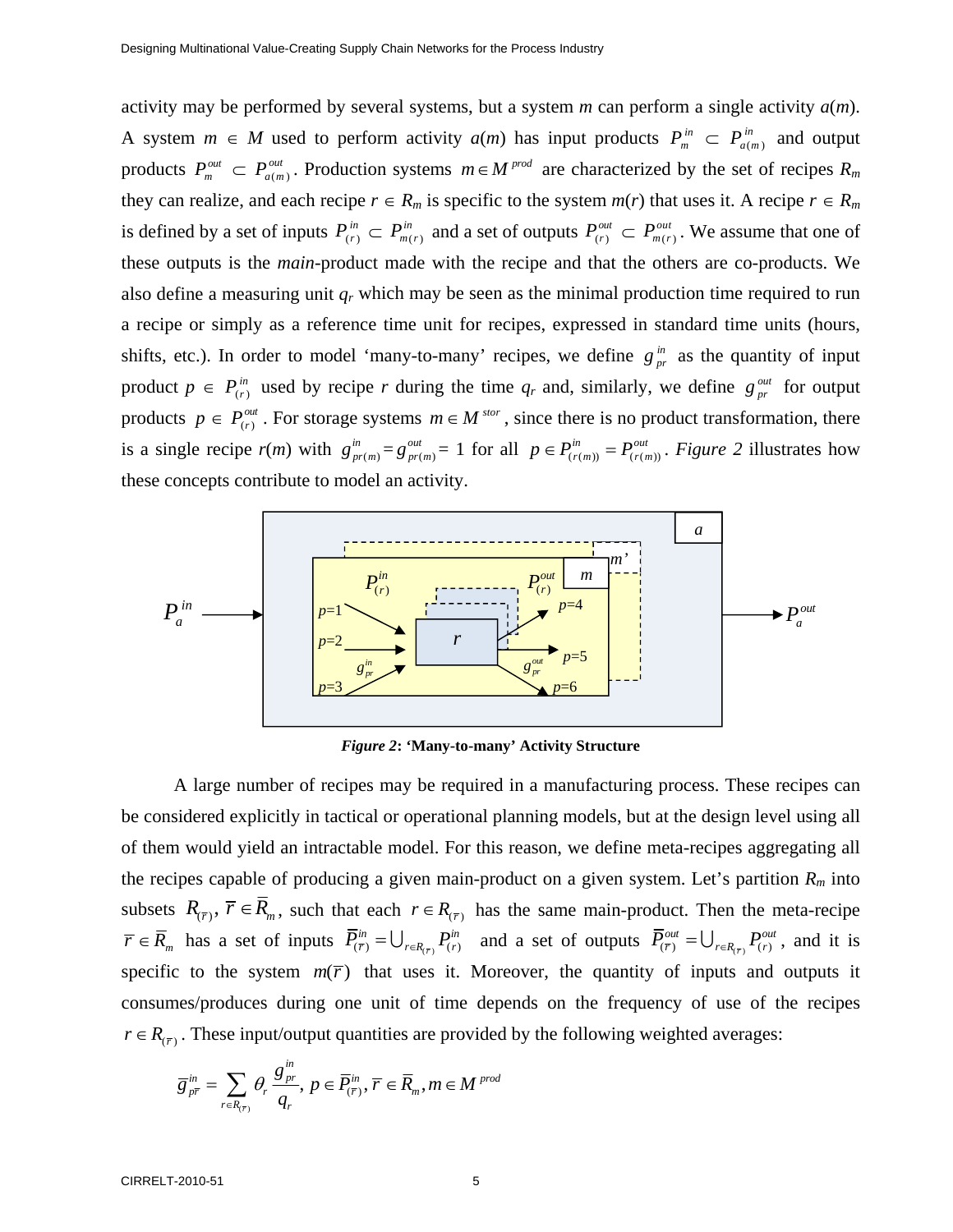activity may be performed by several systems, but a system $m$ can perform a single activity $a(m)$. A system $m \in M$ used to perform activity $a(m)$ has input products $P_m^{in} \subset P_{a(m)}^{in}$ and output products $P_m^{out} \subset P_{a(m)}^{out}$. Production systems $m \in M^{prod}$ are characterized by the set of recipes $R_m$ they can realize, and each recipe $r \in R_m$ is specific to the system $m(r)$ that uses it. A recipe $r \in R_m$ is defined by a set of inputs $P_{(r)}^{in} \subset P_{m(r)}^{in}$ and a set of outputs $P_{(r)}^{out} \subset P_{m(r)}^{out}$. We assume that one of these outputs is the *main*-product made with the recipe and that the others are co-products. We also define a measuring unit $q_r$ which may be seen as the minimal production time required to run a recipe or simply as a reference time unit for recipes, expressed in standard time units (hours, shifts, etc.). In order to model 'many-to-many' recipes, we define $g_{pr}^{in}$ as the quantity of input product $p \in P_{(r)}^{in}$ used by recipe $r$ during the time $q_r$ and, similarly, we define $g_{pr}^{out}$ for output products $p \in P_{(r)}^{out}$. For storage systems $m \in M^{stor}$, since there is no product transformation, there is a single recipe $r(m)$ with $g_{pr(m)}^{in} = g_{pr(m)}^{out} = 1$ for all $p \in P_{(r(m))}^{in} = P_{(r(m))}^{out}$. *Figure 2* illustrates how these concepts contribute to model an activity.

***Figure 2*: 'Many-to-many' Activity Structure**

A large number of recipes may be required in a manufacturing process. These recipes can be considered explicitly in tactical or operational planning models, but at the design level using all of them would yield an intractable model. For this reason, we define meta-recipes aggregating all the recipes capable of producing a given main-product on a given system. Let's partition $R_m$ into subsets $R_{(\bar{r})}$, $\bar{r} \in \bar{R}_m$, such that each $r \in R_{(\bar{r})}$ has the same main-product. Then the meta-recipe $\bar{r} \in \bar{R}_m$ has a set of inputs $\bar{P}_{(\bar{r})}^{in} = \bigcup_{r \in R_{(\bar{r})}} P_{(r)}^{in}$ and a set of outputs $\bar{P}_{(\bar{r})}^{out} = \bigcup_{r \in R_{(\bar{r})}} P_{(r)}^{out}$, and it is specific to the system $m(\bar{r})$ that uses it. Moreover, the quantity of inputs and outputs it consumes/produces during one unit of time depends on the frequency of use of the recipes $r \in R_{(\bar{r})}$. These input/output quantities are provided by the following weighted averages:

$$\bar{g}_{p\bar{r}}^{in} = \sum_{r \in R_{(\bar{r})}} \theta_r \frac{g_{pr}^{in}}{q_r}, \; p \in \bar{P}_{(\bar{r})}^{in}, \bar{r} \in \bar{R}_m, m \in M^{prod}$$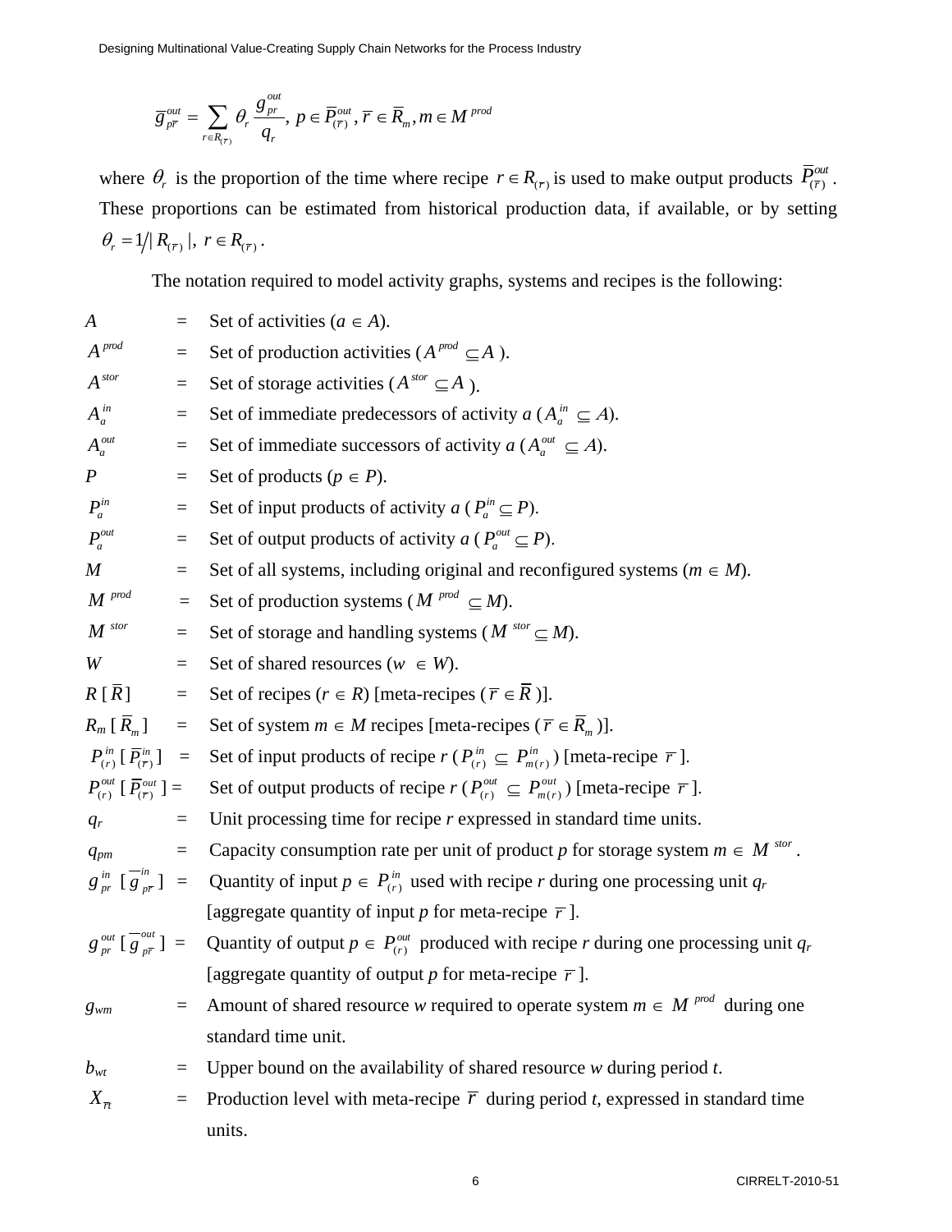$$\bar{g}^{out}_{p\bar{r}} = \sum_{r \in R_{(\bar{r})}} \theta_r \frac{g^{out}_{pr}}{q_r},\; p \in \bar{P}^{out}_{(\bar{r})},\, \bar{r} \in \bar{R}_m, m \in M^{prod}$$

where $\theta_r$ is the proportion of the time where recipe $r \in R_{(\bar{r})}$ is used to make output products $\bar{P}^{out}_{(\bar{r})}$. These proportions can be estimated from historical production data, if available, or by setting $\theta_r = 1/|R_{(\bar{r})}|,\; r \in R_{(\bar{r})}$.

The notation required to model activity graphs, systems and recipes is the following:

$A$ = Set of activities ($a \in A$).

$A^{prod}$ = Set of production activities ($A^{prod} \subseteq A$).

$A^{stor}$ = Set of storage activities ($A^{stor} \subseteq A$).

$A^{in}_a$ = Set of immediate predecessors of activity $a$ ($A^{in}_a \subseteq A$).

$A^{out}_a$ = Set of immediate successors of activity $a$ ($A^{out}_a \subseteq A$).

$P$ = Set of products ($p \in P$).

$P^{in}_a$ = Set of input products of activity $a$ ($P^{in}_a \subseteq P$).

$P^{out}_a$ = Set of output products of activity $a$ ($P^{out}_a \subseteq P$).

$M$ = Set of all systems, including original and reconfigured systems ($m \in M$).

$M^{prod}$ = Set of production systems ($M^{prod} \subseteq M$).

$M^{stor}$ = Set of storage and handling systems ($M^{stor} \subseteq M$).

$W$ = Set of shared resources ($w \in W$).

$R$ [$\bar{R}$] = Set of recipes ($r \in R$) [meta-recipes ($\bar{r} \in \bar{R}$)].

$R_m$ [$\bar{R}_m$] = Set of system $m \in M$ recipes [meta-recipes ($\bar{r} \in \bar{R}_m$)].

$P^{in}_{(r)}$ [$\bar{P}^{in}_{(\bar{r})}$] = Set of input products of recipe $r$ ($P^{in}_{(r)} \subseteq P^{in}_{m(r)}$) [meta-recipe $\bar{r}$].

$P^{out}_{(r)}$ [$\bar{P}^{out}_{(\bar{r})}$] = Set of output products of recipe $r$ ($P^{out}_{(r)} \subseteq P^{out}_{m(r)}$) [meta-recipe $\bar{r}$].

$q_r$ = Unit processing time for recipe $r$ expressed in standard time units.

$q_{pm}$ = Capacity consumption rate per unit of product $p$ for storage system $m \in M^{stor}$.

$g^{in}_{pr}$ [$\bar{g}^{in}_{p\bar{r}}$] = Quantity of input $p \in P^{in}_{(r)}$ used with recipe $r$ during one processing unit $q_r$ [aggregate quantity of input $p$ for meta-recipe $\bar{r}$].

$g^{out}_{pr}$ [$\bar{g}^{out}_{p\bar{r}}$] = Quantity of output $p \in P^{out}_{(r)}$ produced with recipe $r$ during one processing unit $q_r$ [aggregate quantity of output $p$ for meta-recipe $\bar{r}$].

$g_{wm}$ = Amount of shared resource $w$ required to operate system $m \in M^{prod}$ during one standard time unit.

$b_{wt}$ = Upper bound on the availability of shared resource $w$ during period $t$.

$X_{\bar{r}t}$ = Production level with meta-recipe $\bar{r}$ during period $t$, expressed in standard time units.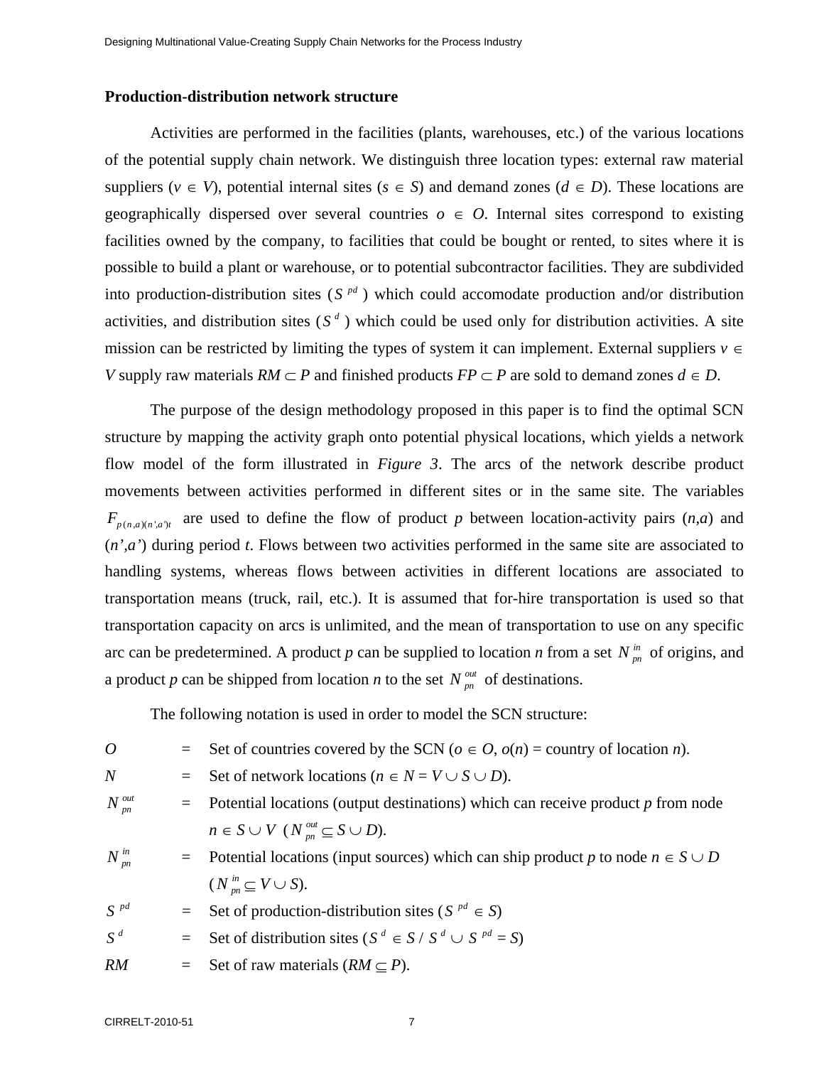### Production-distribution network structure

Activities are performed in the facilities (plants, warehouses, etc.) of the various locations of the potential supply chain network. We distinguish three location types: external raw material suppliers ($v \in V$), potential internal sites ($s \in S$) and demand zones ($d \in D$). These locations are geographically dispersed over several countries $o \in O$. Internal sites correspond to existing facilities owned by the company, to facilities that could be bought or rented, to sites where it is possible to build a plant or warehouse, or to potential subcontractor facilities. They are subdivided into production-distribution sites ($S^{pd}$) which could accomodate production and/or distribution activities, and distribution sites ($S^{d}$) which could be used only for distribution activities. A site mission can be restricted by limiting the types of system it can implement. External suppliers $v \in V$ supply raw materials $RM \subset P$ and finished products $FP \subset P$ are sold to demand zones $d \in D$.

The purpose of the design methodology proposed in this paper is to find the optimal SCN structure by mapping the activity graph onto potential physical locations, which yields a network flow model of the form illustrated in *Figure 3*. The arcs of the network describe product movements between activities performed in different sites or in the same site. The variables $F_{p(n,a)(n',a')t}$ are used to define the flow of product *p* between location-activity pairs (*n*,*a*) and (*n'*,*a'*) during period *t*. Flows between two activities performed in the same site are associated to handling systems, whereas flows between activities in different locations are associated to transportation means (truck, rail, etc.). It is assumed that for-hire transportation is used so that transportation capacity on arcs is unlimited, and the mean of transportation to use on any specific arc can be predetermined. A product *p* can be supplied to location *n* from a set $N^{in}_{pn}$ of origins, and a product *p* can be shipped from location *n* to the set $N^{out}_{pn}$ of destinations.

The following notation is used in order to model the SCN structure:

| | | |
|---|---|---|
| $O$ | = | Set of countries covered by the SCN ($o \in O$, $o(n)$ = country of location $n$). |
| $N$ | = | Set of network locations ($n \in N = V \cup S \cup D$). |
| $N^{out}_{pn}$ | = | Potential locations (output destinations) which can receive product $p$ from node $n \in S \cup V$ ($N^{out}_{pn} \subseteq S \cup D$). |
| $N^{in}_{pn}$ | = | Potential locations (input sources) which can ship product $p$ to node $n \in S \cup D$ ($N^{in}_{pn} \subseteq V \cup S$). |
| $S^{pd}$ | = | Set of production-distribution sites ($S^{pd} \in S$) |
| $S^{d}$ | = | Set of distribution sites ($S^{d} \in S$ / $S^{d} \cup S^{pd} = S$) |
| $RM$ | = | Set of raw materials ($RM \subseteq P$). |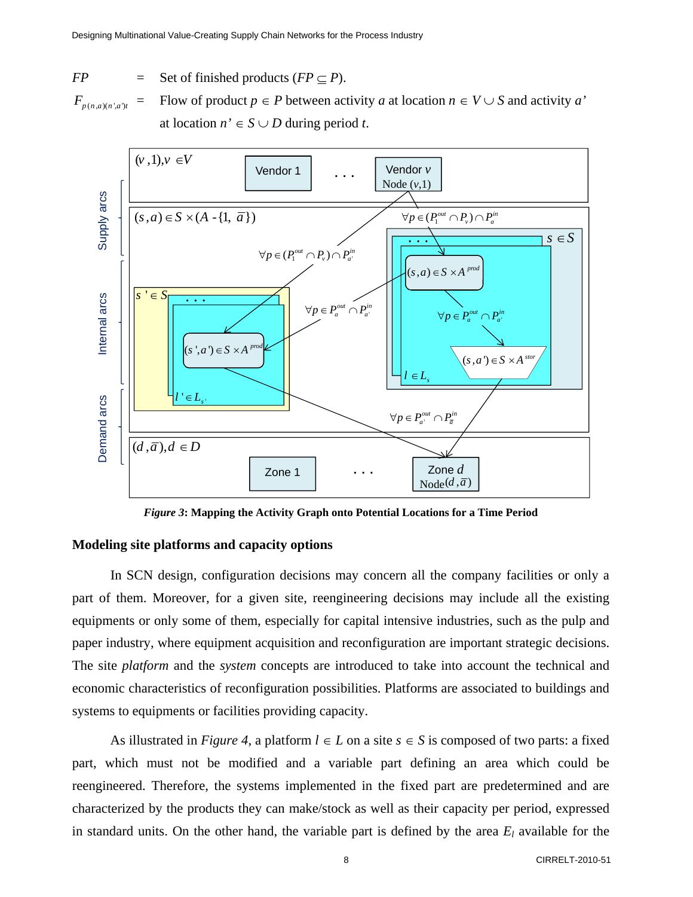$FP$ = Set of finished products ($FP \subseteq P$).

$F_{p(n,a)(n',a')t}$ = Flow of product $p \in P$ between activity $a$ at location $n \in V \cup S$ and activity $a'$ at location $n' \in S \cup D$ during period $t$.

*Figure 3*: **Mapping the Activity Graph onto Potential Locations for a Time Period**

## Modeling site platforms and capacity options

In SCN design, configuration decisions may concern all the company facilities or only a part of them. Moreover, for a given site, reengineering decisions may include all the existing equipments or only some of them, especially for capital intensive industries, such as the pulp and paper industry, where equipment acquisition and reconfiguration are important strategic decisions. The site *platform* and the *system* concepts are introduced to take into account the technical and economic characteristics of reconfiguration possibilities. Platforms are associated to buildings and systems to equipments or facilities providing capacity.

As illustrated in *Figure 4*, a platform $l \in L$ on a site $s \in S$ is composed of two parts: a fixed part, which must not be modified and a variable part defining an area which could be reengineered. Therefore, the systems implemented in the fixed part are predetermined and are characterized by the products they can make/stock as well as their capacity per period, expressed in standard units. On the other hand, the variable part is defined by the area $E_l$ available for the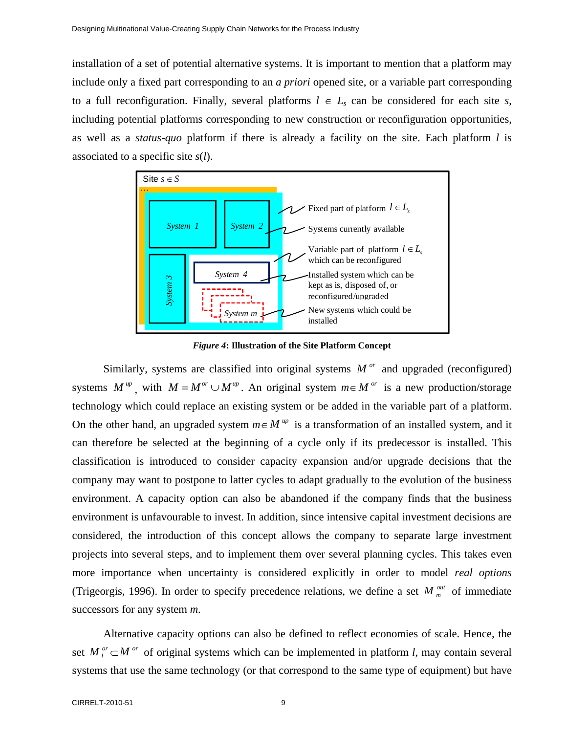installation of a set of potential alternative systems. It is important to mention that a platform may include only a fixed part corresponding to an *a priori* opened site, or a variable part corresponding to a full reconfiguration. Finally, several platforms $l \in L_s$ can be considered for each site $s$, including potential platforms corresponding to new construction or reconfiguration opportunities, as well as a *status-quo* platform if there is already a facility on the site. Each platform $l$ is associated to a specific site $s(l)$.

***Figure 4*: Illustration of the Site Platform Concept**

Similarly, systems are classified into original systems $M^{or}$ and upgraded (reconfigured) systems $M^{up}$, with $M = M^{or} \cup M^{up}$. An original system $m \in M^{or}$ is a new production/storage technology which could replace an existing system or be added in the variable part of a platform. On the other hand, an upgraded system $m \in M^{up}$ is a transformation of an installed system, and it can therefore be selected at the beginning of a cycle only if its predecessor is installed. This classification is introduced to consider capacity expansion and/or upgrade decisions that the company may want to postpone to latter cycles to adapt gradually to the evolution of the business environment. A capacity option can also be abandoned if the company finds that the business environment is unfavourable to invest. In addition, since intensive capital investment decisions are considered, the introduction of this concept allows the company to separate large investment projects into several steps, and to implement them over several planning cycles. This takes even more importance when uncertainty is considered explicitly in order to model *real options* (Trigeorgis, 1996). In order to specify precedence relations, we define a set $M_m^{out}$ of immediate successors for any system $m$.

Alternative capacity options can also be defined to reflect economies of scale. Hence, the set $M_l^{or} \subset M^{or}$ of original systems which can be implemented in platform $l$, may contain several systems that use the same technology (or that correspond to the same type of equipment) but have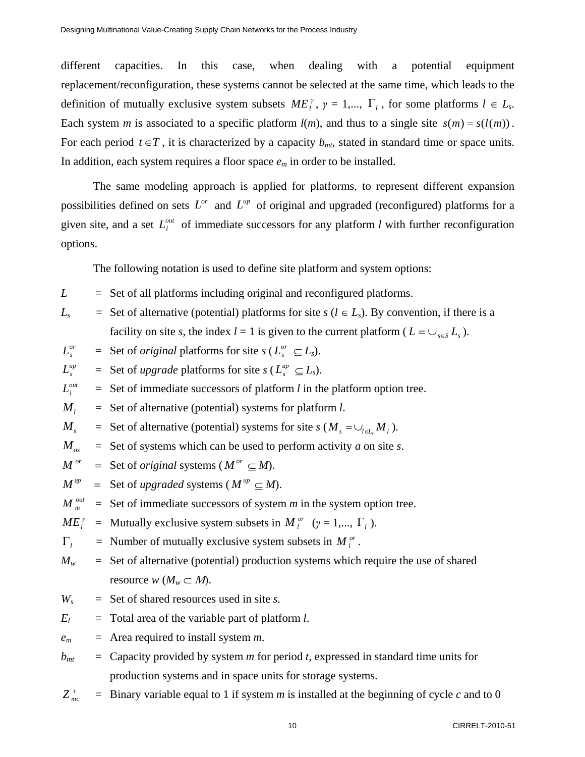different capacities. In this case, when dealing with a potential equipment replacement/reconfiguration, these systems cannot be selected at the same time, which leads to the definition of mutually exclusive system subsets $ME_l^\gamma$, $\gamma = 1,..., \Gamma_l$, for some platforms $l \in L_s$. Each system $m$ is associated to a specific platform $l(m)$, and thus to a single site $s(m) = s(l(m))$. For each period $t \in T$, it is characterized by a capacity $b_{mt}$, stated in standard time or space units. In addition, each system requires a floor space $e_m$ in order to be installed.

The same modeling approach is applied for platforms, to represent different expansion possibilities defined on sets $L^{or}$ and $L^{up}$ of original and upgraded (reconfigured) platforms for a given site, and a set $L_l^{out}$ of immediate successors for any platform $l$ with further reconfiguration options.

The following notation is used to define site platform and system options:

$L$ = Set of all platforms including original and reconfigured platforms.

$L_s$ = Set of alternative (potential) platforms for site $s$ ($l \in L_s$). By convention, if there is a facility on site $s$, the index $l = 1$ is given to the current platform ($L = \cup_{s \in S} L_s$).

$L_s^{or}$ = Set of *original* platforms for site $s$ ($L_s^{or} \subseteq L_s$).

$L_s^{up}$ = Set of *upgrade* platforms for site $s$ ($L_s^{up} \subseteq L_s$).

$L_l^{out}$ = Set of immediate successors of platform $l$ in the platform option tree.

$M_l$ = Set of alternative (potential) systems for platform $l$.

$M_s$ = Set of alternative (potential) systems for site $s$ ($M_s = \cup_{l \in L_s} M_l$).

$M_{as}$ = Set of systems which can be used to perform activity $a$ on site $s$.

$M^{or}$ = Set of *original* systems ($M^{or} \subseteq M$).

$M^{up}$ = Set of *upgraded* systems ($M^{up} \subseteq M$).

$M_m^{out}$ = Set of immediate successors of system $m$ in the system option tree.

$ME_l^\gamma$ = Mutually exclusive system subsets in $M_l^{or}$ ($\gamma = 1,..., \Gamma_l$).

$\Gamma_l$ = Number of mutually exclusive system subsets in $M_l^{or}$.

$M_w$ = Set of alternative (potential) production systems which require the use of shared resource $w$ ($M_w \subset M$).

$W_s$ = Set of shared resources used in site $s$.

$E_l$ = Total area of the variable part of platform $l$.

$e_m$ = Area required to install system $m$.

$b_{mt}$ = Capacity provided by system $m$ for period $t$, expressed in standard time units for production systems and in space units for storage systems.

$Z_{mc}^+$ = Binary variable equal to 1 if system $m$ is installed at the beginning of cycle $c$ and to 0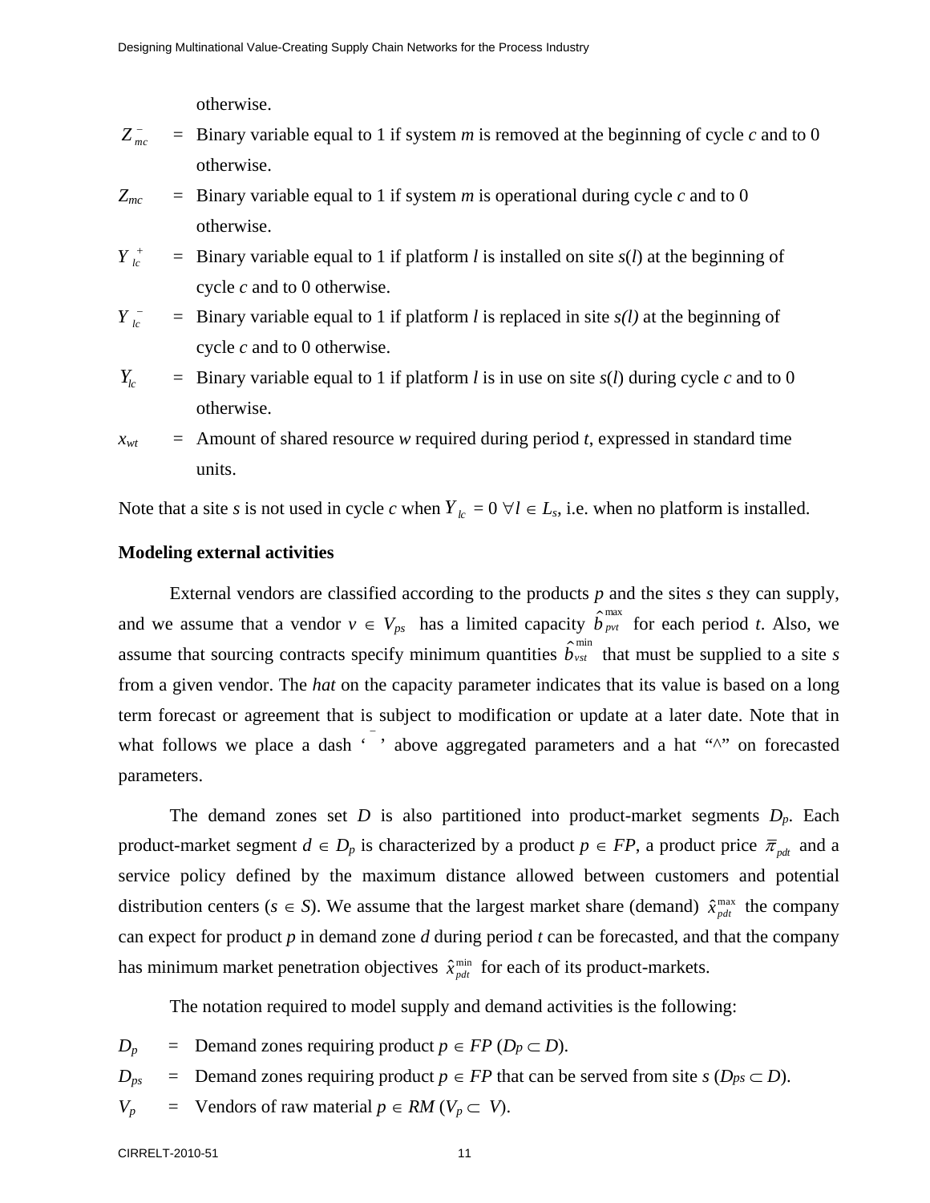otherwise.

$Z^{-}_{mc}$ = Binary variable equal to 1 if system *m* is removed at the beginning of cycle *c* and to 0 otherwise.

$Z_{mc}$ = Binary variable equal to 1 if system *m* is operational during cycle *c* and to 0 otherwise.

$Y^{+}_{lc}$ = Binary variable equal to 1 if platform *l* is installed on site *s*(*l*) at the beginning of cycle *c* and to 0 otherwise.

$Y^{-}_{lc}$ = Binary variable equal to 1 if platform *l* is replaced in site *s(l)* at the beginning of cycle *c* and to 0 otherwise.

$Y_{lc}$ = Binary variable equal to 1 if platform *l* is in use on site *s*(*l*) during cycle *c* and to 0 otherwise.

$x_{wt}$ = Amount of shared resource *w* required during period *t*, expressed in standard time units.

Note that a site *s* is not used in cycle *c* when $Y_{lc} = 0 \; \forall l \in L_s$, i.e. when no platform is installed.

**Modeling external activities**

External vendors are classified according to the products *p* and the sites *s* they can supply, and we assume that a vendor $v \in V_{ps}$ has a limited capacity $\hat{b}^{\max}_{pvt}$ for each period *t*. Also, we assume that sourcing contracts specify minimum quantities $\hat{b}^{\min}_{vst}$ that must be supplied to a site *s* from a given vendor. The *hat* on the capacity parameter indicates that its value is based on a long term forecast or agreement that is subject to modification or update at a later date. Note that in what follows we place a dash ‘ ¯ ’ above aggregated parameters and a hat “^” on forecasted parameters.

The demand zones set *D* is also partitioned into product-market segments $D_p$. Each product-market segment $d \in D_p$ is characterized by a product $p \in FP$, a product price $\overline{\pi}_{pdt}$ and a service policy defined by the maximum distance allowed between customers and potential distribution centers ($s \in S$). We assume that the largest market share (demand) $\hat{x}^{\max}_{pdt}$ the company can expect for product *p* in demand zone *d* during period *t* can be forecasted, and that the company has minimum market penetration objectives $\hat{x}^{\min}_{pdt}$ for each of its product-markets.

The notation required to model supply and demand activities is the following:

$D_p$ = Demand zones requiring product $p \in FP$ ($D_p \subset D$).

$D_{ps}$ = Demand zones requiring product $p \in FP$ that can be served from site *s* ($D_{ps} \subset D$).

$V_p$ = Vendors of raw material $p \in RM$ ($V_p \subset V$).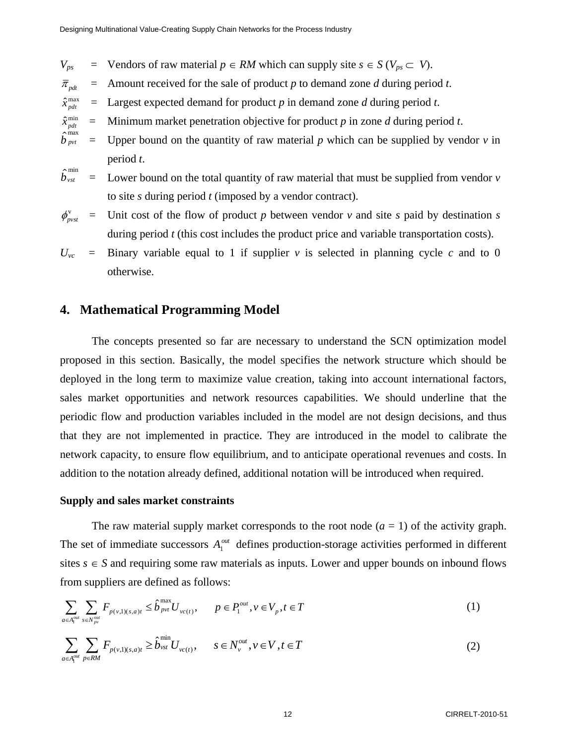$V_{ps}$ = Vendors of raw material $p \in RM$ which can supply site $s \in S$ ($V_{ps} \subset V$).

$\bar{\pi}_{pdt}$ = Amount received for the sale of product $p$ to demand zone $d$ during period $t$.

$\hat{x}_{pdt}^{\max}$ = Largest expected demand for product $p$ in demand zone $d$ during period $t$.

$\hat{x}_{pdt}^{\min}$ = Minimum market penetration objective for product $p$ in zone $d$ during period $t$.

$\hat{b}_{pvt}^{\max}$ = Upper bound on the quantity of raw material $p$ which can be supplied by vendor $v$ in period $t$.

$\hat{b}_{vst}^{\min}$ = Lower bound on the total quantity of raw material that must be supplied from vendor $v$ to site $s$ during period $t$ (imposed by a vendor contract).

$\phi_{pvst}^{v}$ = Unit cost of the flow of product $p$ between vendor $v$ and site $s$ paid by destination $s$ during period $t$ (this cost includes the product price and variable transportation costs).

$U_{vc}$ = Binary variable equal to 1 if supplier $v$ is selected in planning cycle $c$ and to 0 otherwise.

## 4. Mathematical Programming Model

The concepts presented so far are necessary to understand the SCN optimization model proposed in this section. Basically, the model specifies the network structure which should be deployed in the long term to maximize value creation, taking into account international factors, sales market opportunities and network resources capabilities. We should underline that the periodic flow and production variables included in the model are not design decisions, and thus that they are not implemented in practice. They are introduced in the model to calibrate the network capacity, to ensure flow equilibrium, and to anticipate operational revenues and costs. In addition to the notation already defined, additional notation will be introduced when required.

**Supply and sales market constraints**

The raw material supply market corresponds to the root node ($a$ = 1) of the activity graph. The set of immediate successors $A_1^{out}$ defines production-storage activities performed in different sites $s \in S$ and requiring some raw materials as inputs. Lower and upper bounds on inbound flows from suppliers are defined as follows:

$$\sum_{a \in A_1^{out}} \sum_{s \in N_{pv}^{out}} F_{p(v,1)(s,a)t} \leq \hat{b}_{pvt}^{\max} U_{vc(t)}, \qquad p \in P_1^{out}, v \in V_p, t \in T \tag{1}$$

$$\sum_{a \in A_1^{out}} \sum_{p \in RM} F_{p(v,1)(s,a)t} \geq \hat{b}_{vst}^{\min} U_{vc(t)}, \qquad s \in N_v^{out}, v \in V, t \in T \tag{2}$$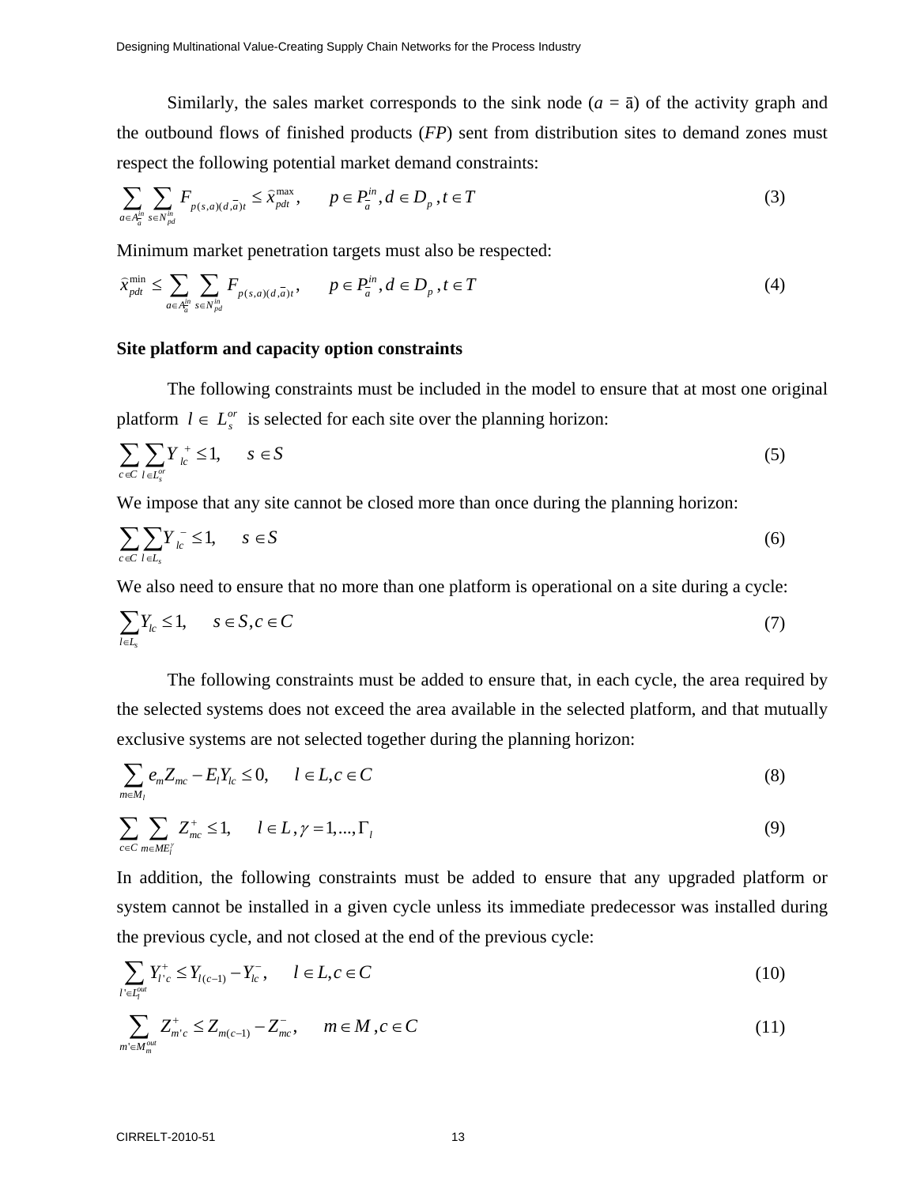Similarly, the sales market corresponds to the sink node ($a = \bar{a}$) of the activity graph and the outbound flows of finished products (*FP*) sent from distribution sites to demand zones must respect the following potential market demand constraints:

$$\sum_{a \in A^{in}_{\bar{a}}} \sum_{s \in N^{in}_{pd}} F_{p(s,a)(d,\bar{a})t} \leq \hat{x}^{\max}_{pdt}, \qquad p \in P^{in}_{\bar{a}}, d \in D_p, t \in T \tag{3}$$

Minimum market penetration targets must also be respected:

$$\hat{x}^{\min}_{pdt} \leq \sum_{a \in A^{in}_{\bar{a}}} \sum_{s \in N^{in}_{pd}} F_{p(s,a)(d,\bar{a})t}, \qquad p \in P^{in}_{\bar{a}}, d \in D_p, t \in T \tag{4}$$

**Site platform and capacity option constraints**

The following constraints must be included in the model to ensure that at most one original platform $l \in L^{or}_s$ is selected for each site over the planning horizon:

$$\sum_{c \in C} \sum_{l \in L^{or}_s} Y^{+}_{lc} \leq 1, \qquad s \in S \tag{5}$$

We impose that any site cannot be closed more than once during the planning horizon:

$$\sum_{c \in C} \sum_{l \in L_s} Y^{-}_{lc} \leq 1, \qquad s \in S \tag{6}$$

We also need to ensure that no more than one platform is operational on a site during a cycle:

$$\sum_{l \in L_s} Y_{lc} \leq 1, \qquad s \in S, c \in C \tag{7}$$

The following constraints must be added to ensure that, in each cycle, the area required by the selected systems does not exceed the area available in the selected platform, and that mutually exclusive systems are not selected together during the planning horizon:

$$\sum_{m \in M_l} e_m Z_{mc} - E_l Y_{lc} \leq 0, \qquad l \in L, c \in C \tag{8}$$

$$\sum_{c \in C} \sum_{m \in ME^{\gamma}_l} Z^{+}_{mc} \leq 1, \qquad l \in L, \gamma = 1, ..., \Gamma_l \tag{9}$$

In addition, the following constraints must be added to ensure that any upgraded platform or system cannot be installed in a given cycle unless its immediate predecessor was installed during the previous cycle, and not closed at the end of the previous cycle:

$$\sum_{l' \in L^{out}_l} Y^{+}_{l'c} \leq Y_{l(c-1)} - Y^{-}_{lc}, \qquad l \in L, c \in C \tag{10}$$

$$\sum_{m' \in M^{out}_m} Z^{+}_{m'c} \leq Z_{m(c-1)} - Z^{-}_{mc}, \qquad m \in M, c \in C \tag{11}$$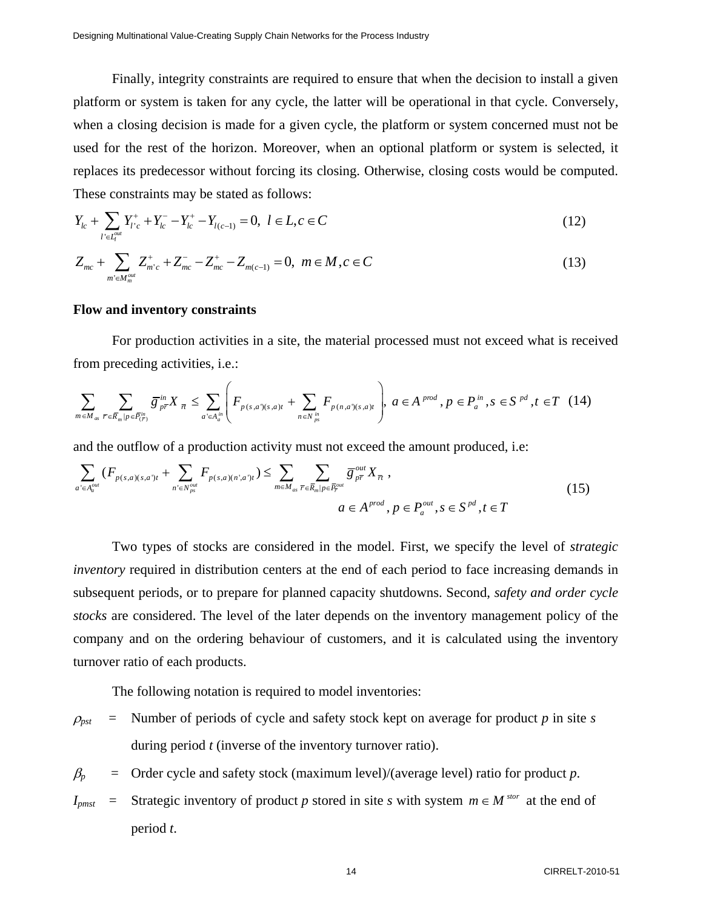Finally, integrity constraints are required to ensure that when the decision to install a given platform or system is taken for any cycle, the latter will be operational in that cycle. Conversely, when a closing decision is made for a given cycle, the platform or system concerned must not be used for the rest of the horizon. Moreover, when an optional platform or system is selected, it replaces its predecessor without forcing its closing. Otherwise, closing costs would be computed. These constraints may be stated as follows:

$$Y_{lc} + \sum_{l' \in L_l^{out}} Y_{l'c}^{+} + Y_{lc}^{-} - Y_{lc}^{+} - Y_{l(c-1)} = 0, \;\; l \in L, c \in C \tag{12}$$

$$Z_{mc} + \sum_{m' \in M_m^{out}} Z_{m'c}^{+} + Z_{mc}^{-} - Z_{mc}^{+} - Z_{m(c-1)} = 0, \;\; m \in M, c \in C \tag{13}$$

**Flow and inventory constraints**

For production activities in a site, the material processed must not exceed what is received from preceding activities, i.e.:

$$\sum_{m \in M_{as}} \sum_{\bar{r} \in \bar{R}_m | p \in \bar{P}_{(\bar{r})}^{in}} \bar{g}_{p\bar{r}}^{in} X_{\bar{r}t} \le \sum_{a' \in A_a^{in}} \left( F_{p(s,a')(s,a)t} + \sum_{n \in N_{ps}^{in}} F_{p(n,a')(s,a)t} \right), \; a \in A^{prod}, p \in P_a^{in}, s \in S^{pd}, t \in T \tag{14}$$

and the outflow of a production activity must not exceed the amount produced, i.e:

$$\sum_{a' \in A_a^{out}} (F_{p(s,a)(s,a')t} + \sum_{n' \in N_{ps}^{out}} F_{p(s,a)(n',a')t}) \le \sum_{m \in M_{as}} \sum_{\bar{r} \in \bar{R}_m | p \in \bar{P}_{\bar{r}}^{out}} \bar{g}_{p\bar{r}}^{out} X_{\bar{r}t}, \quad a \in A^{prod}, p \in P_a^{out}, s \in S^{pd}, t \in T \tag{15}$$

Two types of stocks are considered in the model. First, we specify the level of *strategic inventory* required in distribution centers at the end of each period to face increasing demands in subsequent periods, or to prepare for planned capacity shutdowns. Second, *safety and order cycle stocks* are considered. The level of the later depends on the inventory management policy of the company and on the ordering behaviour of customers, and it is calculated using the inventory turnover ratio of each products.

The following notation is required to model inventories:

$\rho_{pst}$ = Number of periods of cycle and safety stock kept on average for product *p* in site *s* during period *t* (inverse of the inventory turnover ratio).

$\beta_p$ = Order cycle and safety stock (maximum level)/(average level) ratio for product *p*.

$I_{pmst}$ = Strategic inventory of product *p* stored in site *s* with system $m \in M^{stor}$ at the end of period *t*.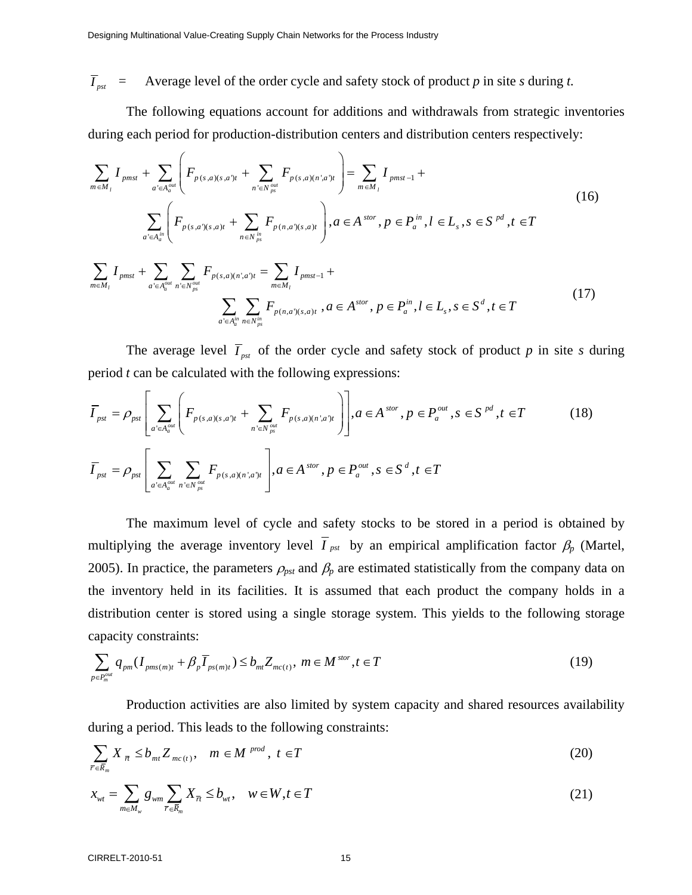$\overline{I}_{pst}$ = Average level of the order cycle and safety stock of product *p* in site *s* during *t.*

The following equations account for additions and withdrawals from strategic inventories during each period for production-distribution centers and distribution centers respectively:

$$\sum_{m \in M_l} I_{pmst} + \sum_{a' \in A_a^{out}} \left( F_{p(s,a)(s,a')t} + \sum_{n' \in N_{ps}^{out}} F_{p(s,a)(n',a')t} \right) = \sum_{m \in M_l} I_{pmst-1} + \sum_{a' \in A_a^{in}} \left( F_{p(s,a')(s,a)t} + \sum_{n \in N_{ps}^{in}} F_{p(n,a')(s,a)t} \right), a \in A^{stor}, p \in P_a^{in}, l \in L_s, s \in S^{pd}, t \in T \tag{16}$$

$$\sum_{m \in M_l} I_{pmst} + \sum_{a' \in A_a^{out}} \sum_{n' \in N_{ps}^{out}} F_{p(s,a)(n',a')t} = \sum_{m \in M_l} I_{pmst-1} + \sum_{a' \in A_a^{in}} \sum_{n \in N_{ps}^{in}} F_{p(n,a')(s,a)t}, a \in A^{stor}, p \in P_a^{in}, l \in L_s, s \in S^d, t \in T \tag{17}$$

The average level $\overline{I}_{pst}$ of the order cycle and safety stock of product *p* in site *s* during period *t* can be calculated with the following expressions:

$$\overline{I}_{pst} = \rho_{pst} \left[ \sum_{a' \in A_a^{out}} \left( F_{p(s,a)(s,a')t} + \sum_{n' \in N_{ps}^{out}} F_{p(s,a)(n',a')t} \right) \right], a \in A^{stor}, p \in P_a^{out}, s \in S^{pd}, t \in T \tag{18}$$

$$\overline{I}_{pst} = \rho_{pst} \left[ \sum_{a' \in A_a^{out}} \sum_{n' \in N_{ps}^{out}} F_{p(s,a)(n',a')t} \right], a \in A^{stor}, p \in P_a^{out}, s \in S^d, t \in T$$

The maximum level of cycle and safety stocks to be stored in a period is obtained by multiplying the average inventory level $\overline{I}_{pst}$ by an empirical amplification factor $\beta_p$ (Martel, 2005). In practice, the parameters $\rho_{pst}$ and $\beta_p$ are estimated statistically from the company data on the inventory held in its facilities. It is assumed that each product the company holds in a distribution center is stored using a single storage system. This yields to the following storage capacity constraints:

$$\sum_{p \in P_m^{out}} q_{pm} (I_{pms(m)t} + \beta_p \overline{I}_{ps(m)t}) \leq b_{mt} Z_{mc(t)}, \; m \in M^{stor}, t \in T \tag{19}$$

Production activities are also limited by system capacity and shared resources availability during a period. This leads to the following constraints:

$$\sum_{\overline{r} \in \overline{R}_m} X_{\overline{r}t} \leq b_{mt} Z_{mc(t)}, \quad m \in M^{prod}, \; t \in T \tag{20}$$

$$x_{wt} = \sum_{m \in M_w} g_{wm} \sum_{\overline{r} \in \overline{R}_m} X_{\overline{r}t} \leq b_{wt}, \quad w \in W, t \in T \tag{21}$$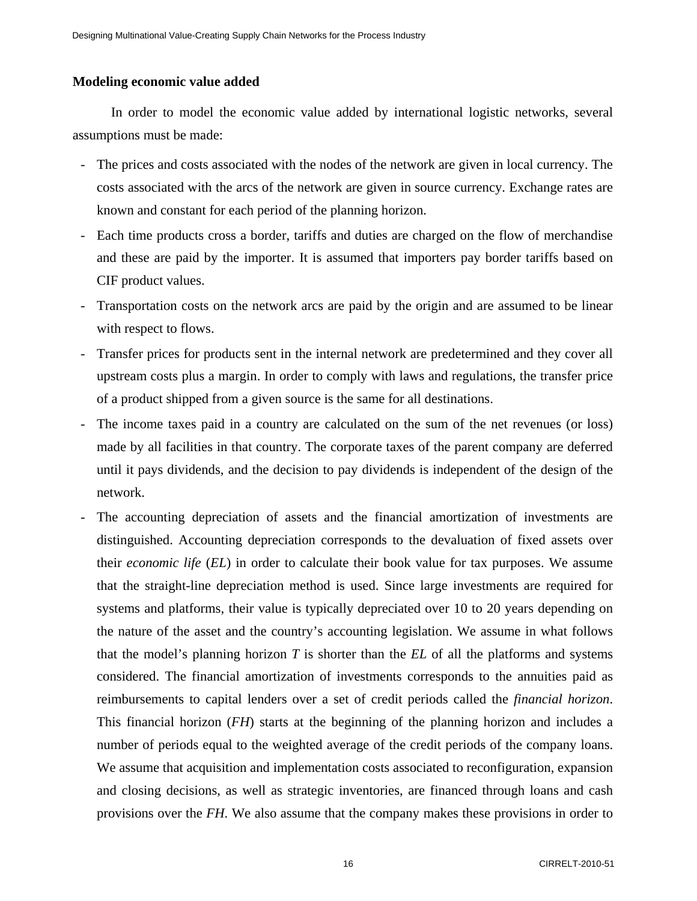**Modeling economic value added**

In order to model the economic value added by international logistic networks, several assumptions must be made:

- The prices and costs associated with the nodes of the network are given in local currency. The costs associated with the arcs of the network are given in source currency. Exchange rates are known and constant for each period of the planning horizon.
- Each time products cross a border, tariffs and duties are charged on the flow of merchandise and these are paid by the importer. It is assumed that importers pay border tariffs based on CIF product values.
- Transportation costs on the network arcs are paid by the origin and are assumed to be linear with respect to flows.
- Transfer prices for products sent in the internal network are predetermined and they cover all upstream costs plus a margin. In order to comply with laws and regulations, the transfer price of a product shipped from a given source is the same for all destinations.
- The income taxes paid in a country are calculated on the sum of the net revenues (or loss) made by all facilities in that country. The corporate taxes of the parent company are deferred until it pays dividends, and the decision to pay dividends is independent of the design of the network.
- The accounting depreciation of assets and the financial amortization of investments are distinguished. Accounting depreciation corresponds to the devaluation of fixed assets over their *economic life* (*EL*) in order to calculate their book value for tax purposes. We assume that the straight-line depreciation method is used. Since large investments are required for systems and platforms, their value is typically depreciated over 10 to 20 years depending on the nature of the asset and the country's accounting legislation. We assume in what follows that the model's planning horizon *T* is shorter than the *EL* of all the platforms and systems considered. The financial amortization of investments corresponds to the annuities paid as reimbursements to capital lenders over a set of credit periods called the *financial horizon*. This financial horizon (*FH*) starts at the beginning of the planning horizon and includes a number of periods equal to the weighted average of the credit periods of the company loans. We assume that acquisition and implementation costs associated to reconfiguration, expansion and closing decisions, as well as strategic inventories, are financed through loans and cash provisions over the *FH*. We also assume that the company makes these provisions in order to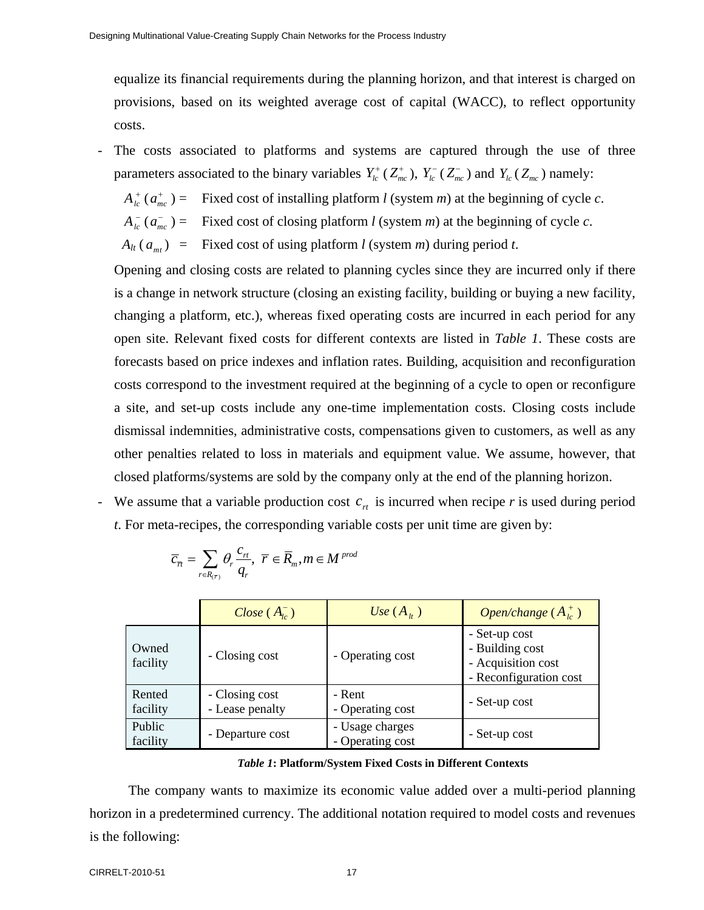equalize its financial requirements during the planning horizon, and that interest is charged on provisions, based on its weighted average cost of capital (WACC), to reflect opportunity costs.

- The costs associated to platforms and systems are captured through the use of three parameters associated to the binary variables $Y_{lc}^{+}$ ($Z_{mc}^{+}$), $Y_{lc}^{-}$ ($Z_{mc}^{-}$) and $Y_{lc}$ ($Z_{mc}$) namely:

  $A_{lc}^{+}$ ($a_{mc}^{+}$) = Fixed cost of installing platform *l* (system *m*) at the beginning of cycle *c*.

  $A_{lc}^{-}$ ($a_{mc}^{-}$) = Fixed cost of closing platform *l* (system *m*) at the beginning of cycle *c*.

  $A_{lt}$ ($a_{mt}$) = Fixed cost of using platform *l* (system *m*) during period *t*.

  Opening and closing costs are related to planning cycles since they are incurred only if there is a change in network structure (closing an existing facility, building or buying a new facility, changing a platform, etc.), whereas fixed operating costs are incurred in each period for any open site. Relevant fixed costs for different contexts are listed in *Table 1*. These costs are forecasts based on price indexes and inflation rates. Building, acquisition and reconfiguration costs correspond to the investment required at the beginning of a cycle to open or reconfigure a site, and set-up costs include any one-time implementation costs. Closing costs include dismissal indemnities, administrative costs, compensations given to customers, as well as any other penalties related to loss in materials and equipment value. We assume, however, that closed platforms/systems are sold by the company only at the end of the planning horizon.

- We assume that a variable production cost $c_{rt}$ is incurred when recipe *r* is used during period *t*. For meta-recipes, the corresponding variable costs per unit time are given by:

$$\bar{c}_{\bar{r}t} = \sum_{r \in R(\bar{r})} \theta_r \frac{c_{rt}}{q_r}, \ \bar{r} \in \bar{R}_m, m \in M^{prod}$$

| | *Close* ($A_{lc}^{-}$) | *Use* ($A_{lt}$) | *Open/change* ($A_{lc}^{+}$) |
|---|---|---|---|
| Owned facility | - Closing cost | - Operating cost | - Set-up cost<br>- Building cost<br>- Acquisition cost<br>- Reconfiguration cost |
| Rented facility | - Closing cost<br>- Lease penalty | - Rent<br>- Operating cost | - Set-up cost |
| Public facility | - Departure cost | - Usage charges<br>- Operating cost | - Set-up cost |

***Table 1*: Platform/System Fixed Costs in Different Contexts**

The company wants to maximize its economic value added over a multi-period planning horizon in a predetermined currency. The additional notation required to model costs and revenues is the following: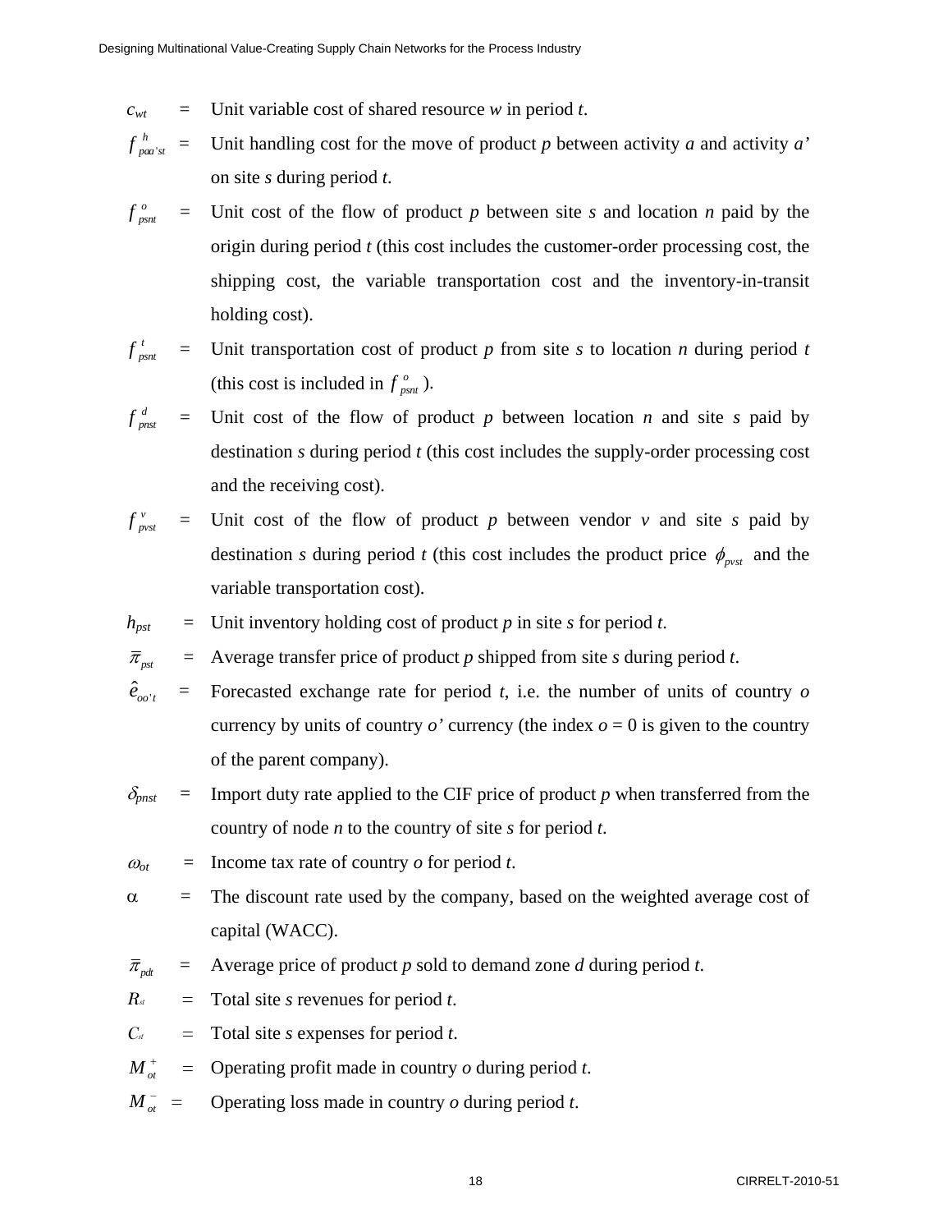$c_{wt}$ = Unit variable cost of shared resource $w$ in period $t$.

$f^{h}_{paa'st}$ = Unit handling cost for the move of product $p$ between activity $a$ and activity $a'$ on site $s$ during period $t$.

$f^{o}_{psnt}$ = Unit cost of the flow of product $p$ between site $s$ and location $n$ paid by the origin during period $t$ (this cost includes the customer-order processing cost, the shipping cost, the variable transportation cost and the inventory-in-transit holding cost).

$f^{t}_{psnt}$ = Unit transportation cost of product $p$ from site $s$ to location $n$ during period $t$ (this cost is included in $f^{o}_{psnt}$).

$f^{d}_{pnst}$ = Unit cost of the flow of product $p$ between location $n$ and site $s$ paid by destination $s$ during period $t$ (this cost includes the supply-order processing cost and the receiving cost).

$f^{v}_{pvst}$ = Unit cost of the flow of product $p$ between vendor $v$ and site $s$ paid by destination $s$ during period $t$ (this cost includes the product price $\phi_{pvst}$ and the variable transportation cost).

$h_{pst}$ = Unit inventory holding cost of product $p$ in site $s$ for period $t$.

$\bar{\pi}_{pst}$ = Average transfer price of product $p$ shipped from site $s$ during period $t$.

$\hat{e}_{oo't}$ = Forecasted exchange rate for period $t$, i.e. the number of units of country $o$ currency by units of country $o'$ currency (the index $o$ = 0 is given to the country of the parent company).

$\delta_{pnst}$ = Import duty rate applied to the CIF price of product $p$ when transferred from the country of node $n$ to the country of site $s$ for period $t$.

$\omega_{ot}$ = Income tax rate of country $o$ for period $t$.

$\alpha$ = The discount rate used by the company, based on the weighted average cost of capital (WACC).

$\bar{\pi}_{pdt}$ = Average price of product $p$ sold to demand zone $d$ during period $t$.

$R_{st}$ = Total site $s$ revenues for period $t$.

$C_{st}$ = Total site $s$ expenses for period $t$.

$M^{+}_{ot}$ = Operating profit made in country $o$ during period $t$.

$M^{-}_{ot}$ = Operating loss made in country $o$ during period $t$.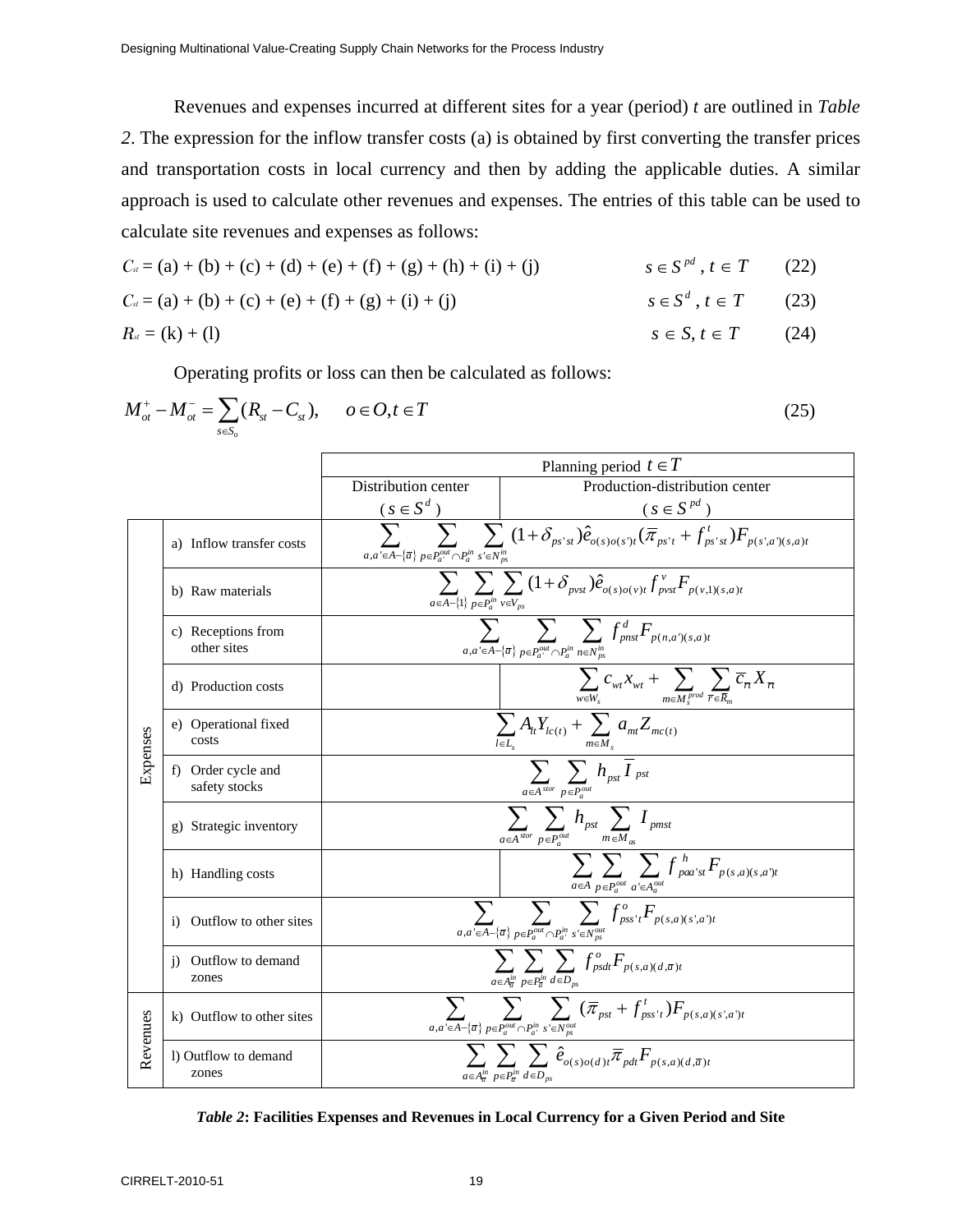Revenues and expenses incurred at different sites for a year (period) $t$ are outlined in *Table 2*. The expression for the inflow transfer costs (a) is obtained by first converting the transfer prices and transportation costs in local currency and then by adding the applicable duties. A similar approach is used to calculate other revenues and expenses. The entries of this table can be used to calculate site revenues and expenses as follows:

$$C_{st} = \text{(a) + (b) + (c) + (d) + (e) + (f) + (g) + (h) + (i) + (j)} \qquad s \in S^{pd},\ t \in T \qquad (22)$$

$$C_{st} = \text{(a) + (b) + (c) + (e) + (f) + (g) + (i) + (j)} \qquad s \in S^{d},\ t \in T \qquad (23)$$

$$R_{st} = \text{(k) + (l)} \qquad s \in S,\ t \in T \qquad (24)$$

Operating profits or loss can then be calculated as follows:

$$M_{ot}^{+} - M_{ot}^{-} = \sum_{s \in S_o} (R_{st} - C_{st}), \qquad o \in O, t \in T \qquad (25)$$

| | | Planning period $t \in T$ | |
|---|---|---|---|
| | | Distribution center ($s \in S^d$) | Production-distribution center ($s \in S^{pd}$) |
| Expenses | a) Inflow transfer costs | $\sum_{a,a' \in A-\{\overline{a}\}} \sum_{p \in P_{a'}^{out} \cap P_a^{in}} \sum_{s' \in N_{ps}^{in}} (1+\delta_{ps'st}) \hat{e}_{o(s)o(s')t} (\overline{\pi}_{ps't} + f_{ps'st}^{t}) F_{p(s',a')(s,a)t}$ | |
| | b) Raw materials | $\sum_{a \in A-\{1\}} \sum_{p \in P_a^{in}} \sum_{v \in V_{ps}} (1+\delta_{pvst}) \hat{e}_{o(s)o(v)t} f_{pvst}^{v} F_{p(v,1)(s,a)t}$ | |
| | c) Receptions from other sites | $\sum_{a,a' \in A-\{\overline{a}\}} \sum_{p \in P_{a'}^{out} \cap P_a^{in}} \sum_{n \in N_{ps}^{in}} f_{pnst}^{d} F_{p(n,a')(s,a)t}$ | |
| | d) Production costs | | $\sum_{w \in W_s} c_{wt} x_{wt} + \sum_{m \in M_s^{prod}} \sum_{\overline{r} \in \overline{R}_m} \overline{c}_{\overline{r}t} X_{\overline{r}t}$ |
| | e) Operational fixed costs | $\sum_{l \in L_s} A_{lt} Y_{lc(t)} + \sum_{m \in M_s} a_{mt} Z_{mc(t)}$ | |
| | f) Order cycle and safety stocks | $\sum_{a \in A^{stor}} \sum_{p \in P_a^{out}} h_{pst} \overline{I}_{pst}$ | |
| | g) Strategic inventory | $\sum_{a \in A^{stor}} \sum_{p \in P_a^{out}} h_{pst} \sum_{m \in M_{as}} I_{pmst}$ | |
| | h) Handling costs | | $\sum_{a \in A} \sum_{p \in P_a^{out}} \sum_{a' \in A_a^{out}} f_{paa'st}^{h} F_{p(s,a)(s,a')t}$ |
| | i) Outflow to other sites | $\sum_{a,a' \in A-\{\overline{a}\}} \sum_{p \in P_a^{out} \cap P_{a'}^{in}} \sum_{s' \in N_{ps}^{out}} f_{pss't}^{o} F_{p(s,a)(s',a')t}$ | |
| | j) Outflow to demand zones | $\sum_{a \in A_{\overline{a}}^{in}} \sum_{p \in P_{\overline{a}}^{in}} \sum_{d \in D_{ps}} f_{psdt}^{o} F_{p(s,a)(d,\overline{a})t}$ | |
| Revenues | k) Outflow to other sites | $\sum_{a,a' \in A-\{\overline{a}\}} \sum_{p \in P_a^{out} \cap P_{a'}^{in}} \sum_{s' \in N_{ps}^{out}} (\overline{\pi}_{pst} + f_{pss't}^{t}) F_{p(s,a)(s',a')t}$ | |
| | l) Outflow to demand zones | $\sum_{a \in A_{\overline{a}}^{in}} \sum_{p \in P_{\overline{a}}^{in}} \sum_{d \in D_{ps}} \hat{e}_{o(s)o(d)t} \overline{\pi}_{pdt} F_{p(s,a)(d,\overline{a})t}$ | |

***Table 2*: Facilities Expenses and Revenues in Local Currency for a Given Period and Site**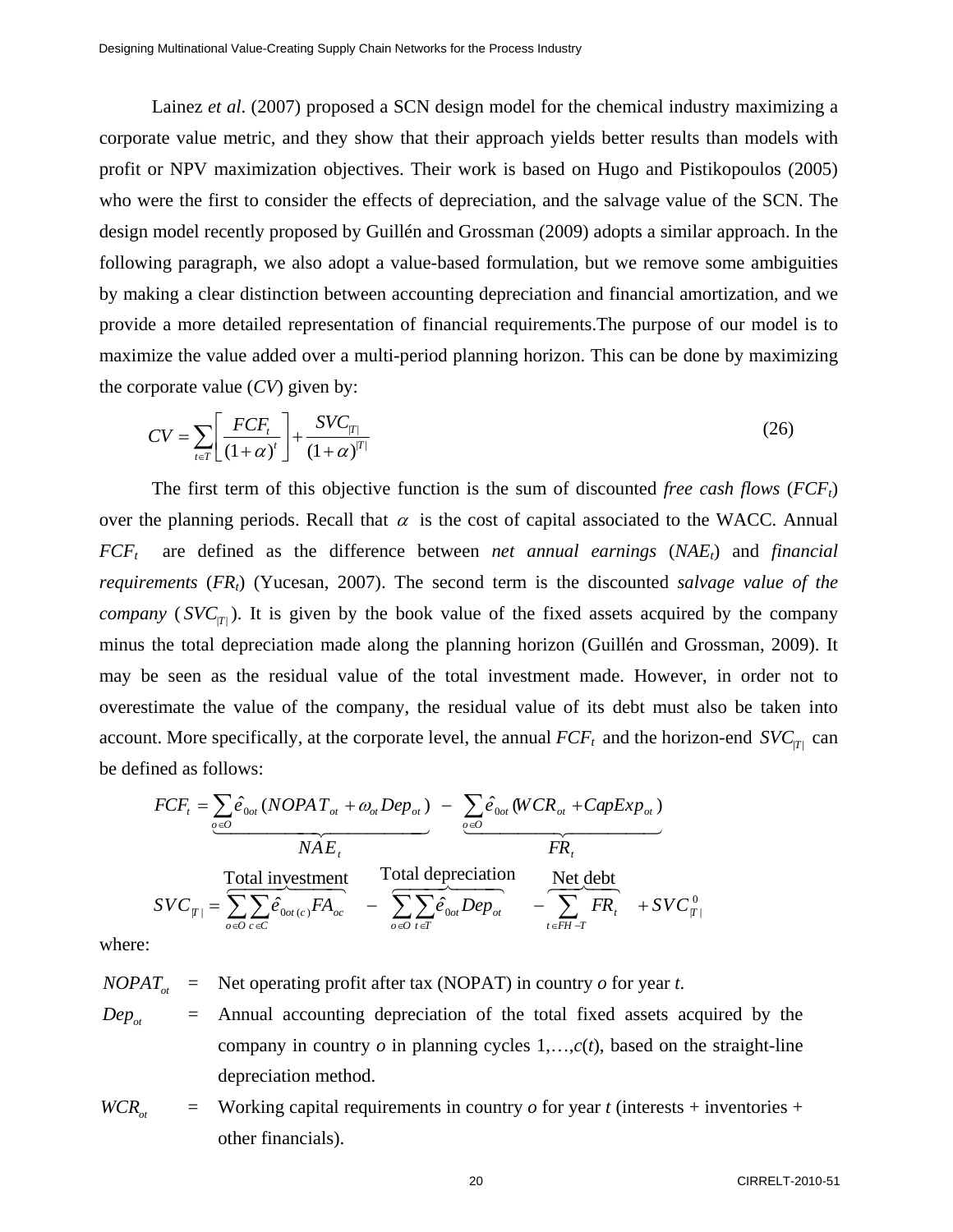Lainez *et al*. (2007) proposed a SCN design model for the chemical industry maximizing a corporate value metric, and they show that their approach yields better results than models with profit or NPV maximization objectives. Their work is based on Hugo and Pistikopoulos (2005) who were the first to consider the effects of depreciation, and the salvage value of the SCN. The design model recently proposed by Guillén and Grossman (2009) adopts a similar approach. In the following paragraph, we also adopt a value-based formulation, but we remove some ambiguities by making a clear distinction between accounting depreciation and financial amortization, and we provide a more detailed representation of financial requirements.The purpose of our model is to maximize the value added over a multi-period planning horizon. This can be done by maximizing the corporate value (*CV*) given by:

$$CV = \sum_{t \in T} \left[ \frac{FCF_t}{(1+\alpha)^t} \right] + \frac{SVC_{|T|}}{(1+\alpha)^{|T|}} \tag{26}$$

The first term of this objective function is the sum of discounted *free cash flows* ($FCF_t$) over the planning periods. Recall that $\alpha$ is the cost of capital associated to the WACC. Annual $FCF_t$ are defined as the difference between *net annual earnings* ($NAE_t$) and *financial requirements* ($FR_t$) (Yucesan, 2007). The second term is the discounted *salvage value of the company* ($SVC_{|T|}$). It is given by the book value of the fixed assets acquired by the company minus the total depreciation made along the planning horizon (Guillén and Grossman, 2009). It may be seen as the residual value of the total investment made. However, in order not to overestimate the value of the company, the residual value of its debt must also be taken into account. More specifically, at the corporate level, the annual $FCF_t$ and the horizon-end $SVC_{|T|}$ can be defined as follows:

$$FCF_t = \underbrace{\sum_{o \in O} \hat{e}_{0ot} \left( NOPAT_{ot} + \omega_{ot} Dep_{ot} \right)}_{NAE_t} - \underbrace{\sum_{o \in O} \hat{e}_{0ot} \left( WCR_{ot} + CapExp_{ot} \right)}_{FR_t}$$

$$SVC_{|T|} = \overbrace{\sum_{o \in O} \sum_{c \in C} \hat{e}_{0ot(c)} FA_{oc}}^{\text{Total investment}} - \overbrace{\sum_{o \in O} \sum_{t \in T} \hat{e}_{0ot} Dep_{ot}}^{\text{Total depreciation}} - \overbrace{\sum_{t \in FH-T} FR_t}^{\text{Net debt}} + SVC^0_{|T|}$$

where:

| | | |
|---|---|---|
| $NOPAT_{ot}$ | = | Net operating profit after tax (NOPAT) in country *o* for year *t*. |
| $Dep_{ot}$ | = | Annual accounting depreciation of the total fixed assets acquired by the company in country *o* in planning cycles 1,…,*c*(*t*), based on the straight-line depreciation method. |
| $WCR_{ot}$ | = | Working capital requirements in country *o* for year *t* (interests + inventories + other financials). |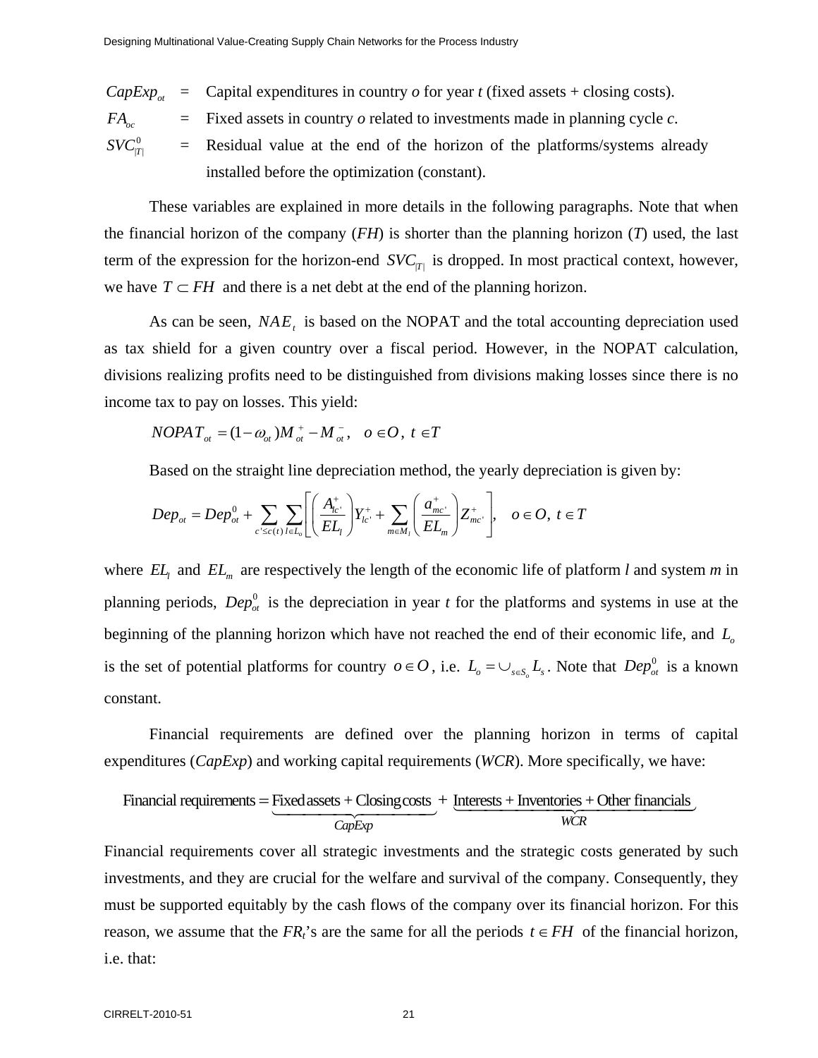| | | |
|---|---|---|
| $CapExp_{ot}$ | = | Capital expenditures in country *o* for year *t* (fixed assets + closing costs). |
| $FA_{oc}$ | = | Fixed assets in country *o* related to investments made in planning cycle *c*. |
| $SVC^0_{\|T\|}$ | = | Residual value at the end of the horizon of the platforms/systems already installed before the optimization (constant). |

These variables are explained in more details in the following paragraphs. Note that when the financial horizon of the company (*FH*) is shorter than the planning horizon (*T*) used, the last term of the expression for the horizon-end $SVC_{|T|}$ is dropped. In most practical context, however, we have $T \subset FH$ and there is a net debt at the end of the planning horizon.

As can be seen, $NAE_t$ is based on the NOPAT and the total accounting depreciation used as tax shield for a given country over a fiscal period. However, in the NOPAT calculation, divisions realizing profits need to be distinguished from divisions making losses since there is no income tax to pay on losses. This yield:

$$NOPAT_{ot} = (1-\omega_{ot})M^+_{ot} - M^-_{ot}, \quad o \in O,\ t \in T$$

Based on the straight line depreciation method, the yearly depreciation is given by:

$$Dep_{ot} = Dep^0_{ot} + \sum_{c' \le c(t)} \sum_{l \in L_o} \left[ \left( \frac{A^+_{lc'}}{EL_l} \right) Y^+_{lc'} + \sum_{m \in M_l} \left( \frac{a^+_{mc'}}{EL_m} \right) Z^+_{mc'} \right], \quad o \in O,\ t \in T$$

where $EL_l$ and $EL_m$ are respectively the length of the economic life of platform *l* and system *m* in planning periods, $Dep^0_{ot}$ is the depreciation in year *t* for the platforms and systems in use at the beginning of the planning horizon which have not reached the end of their economic life, and $L_o$ is the set of potential platforms for country $o \in O$, i.e. $L_o = \cup_{s \in S_o} L_s$. Note that $Dep^0_{ot}$ is a known constant.

Financial requirements are defined over the planning horizon in terms of capital expenditures (*CapExp*) and working capital requirements (*WCR*). More specifically, we have:

$$\text{Financial requirements} = \underbrace{\text{Fixed assets} + \text{Closing costs}}_{CapExp} + \underbrace{\text{Interests} + \text{Inventories} + \text{Other financials}}_{WCR}$$

Financial requirements cover all strategic investments and the strategic costs generated by such investments, and they are crucial for the welfare and survival of the company. Consequently, they must be supported equitably by the cash flows of the company over its financial horizon. For this reason, we assume that the $FR_t$'s are the same for all the periods $t \in FH$ of the financial horizon, i.e. that: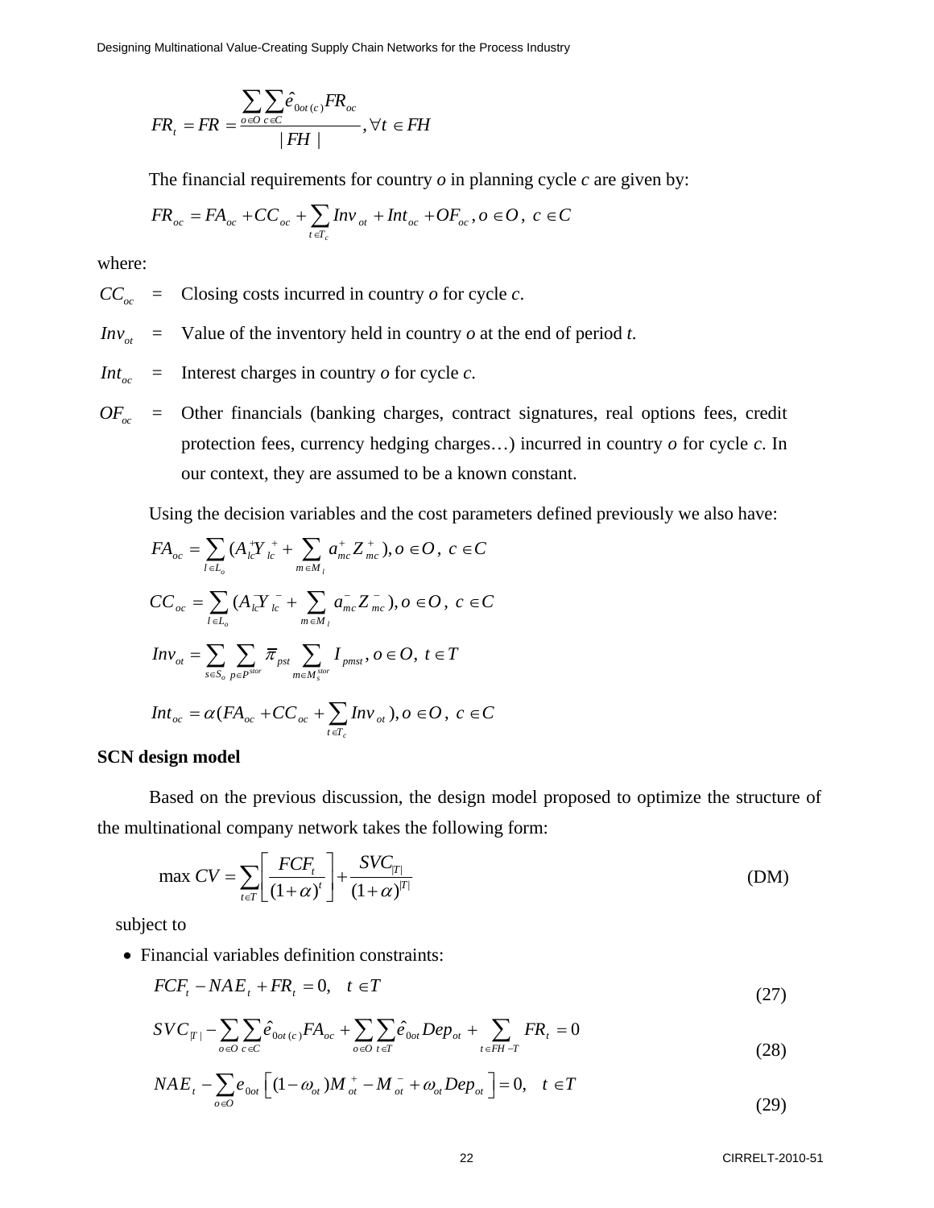$$FR_t = FR = \frac{\sum_{o \in O} \sum_{c \in C} \hat{e}_{0ot(c)} FR_{oc}}{|FH|}, \forall t \in FH$$

The financial requirements for country $o$ in planning cycle $c$ are given by:

$$FR_{oc} = FA_{oc} + CC_{oc} + \sum_{t \in T_c} Inv_{ot} + Int_{oc} + OF_{oc}, o \in O,\ c \in C$$

where:

$CC_{oc}$ = Closing costs incurred in country $o$ for cycle $c$.

$Inv_{ot}$ = Value of the inventory held in country $o$ at the end of period $t$.

$Int_{oc}$ = Interest charges in country $o$ for cycle $c$.

$OF_{oc}$ = Other financials (banking charges, contract signatures, real options fees, credit protection fees, currency hedging charges…) incurred in country $o$ for cycle $c$. In our context, they are assumed to be a known constant.

Using the decision variables and the cost parameters defined previously we also have:

$$FA_{oc} = \sum_{l \in L_o} (A_{lc}^{+} Y_{lc}^{+} + \sum_{m \in M_l} a_{mc}^{+} Z_{mc}^{+}), o \in O,\ c \in C$$

$$CC_{oc} = \sum_{l \in L_o} (A_{lc}^{-} Y_{lc}^{-} + \sum_{m \in M_l} a_{mc}^{-} Z_{mc}^{-}), o \in O,\ c \in C$$

$$Inv_{ot} = \sum_{s \in S_o} \sum_{p \in P^{stor}} \overline{\pi}_{pst} \sum_{m \in M_s^{stor}} I_{pmst}, o \in O,\ t \in T$$

$$Int_{oc} = \alpha (FA_{oc} + CC_{oc} + \sum_{t \in T_c} Inv_{ot}), o \in O,\ c \in C$$

**SCN design model**

Based on the previous discussion, the design model proposed to optimize the structure of the multinational company network takes the following form:

$$\max CV = \sum_{t \in T} \left[ \frac{FCF_t}{(1+\alpha)^t} \right] + \frac{SVC_{|T|}}{(1+\alpha)^{|T|}} \tag{DM}$$

subject to

- Financial variables definition constraints:

$$FCF_t - NAE_t + FR_t = 0, \quad t \in T \tag{27}$$

$$SVC_{|T|} - \sum_{o \in O} \sum_{c \in C} \hat{e}_{0ot(c)} FA_{oc} + \sum_{o \in O} \sum_{t \in T} \hat{e}_{0ot} Dep_{ot} + \sum_{t \in FH - T} FR_t = 0 \tag{28}$$

$$NAE_t - \sum_{o \in O} e_{0ot} \left[ (1 - \omega_{ot}) M_{ot}^{+} - M_{ot}^{-} + \omega_{ot} Dep_{ot} \right] = 0, \quad t \in T \tag{29}$$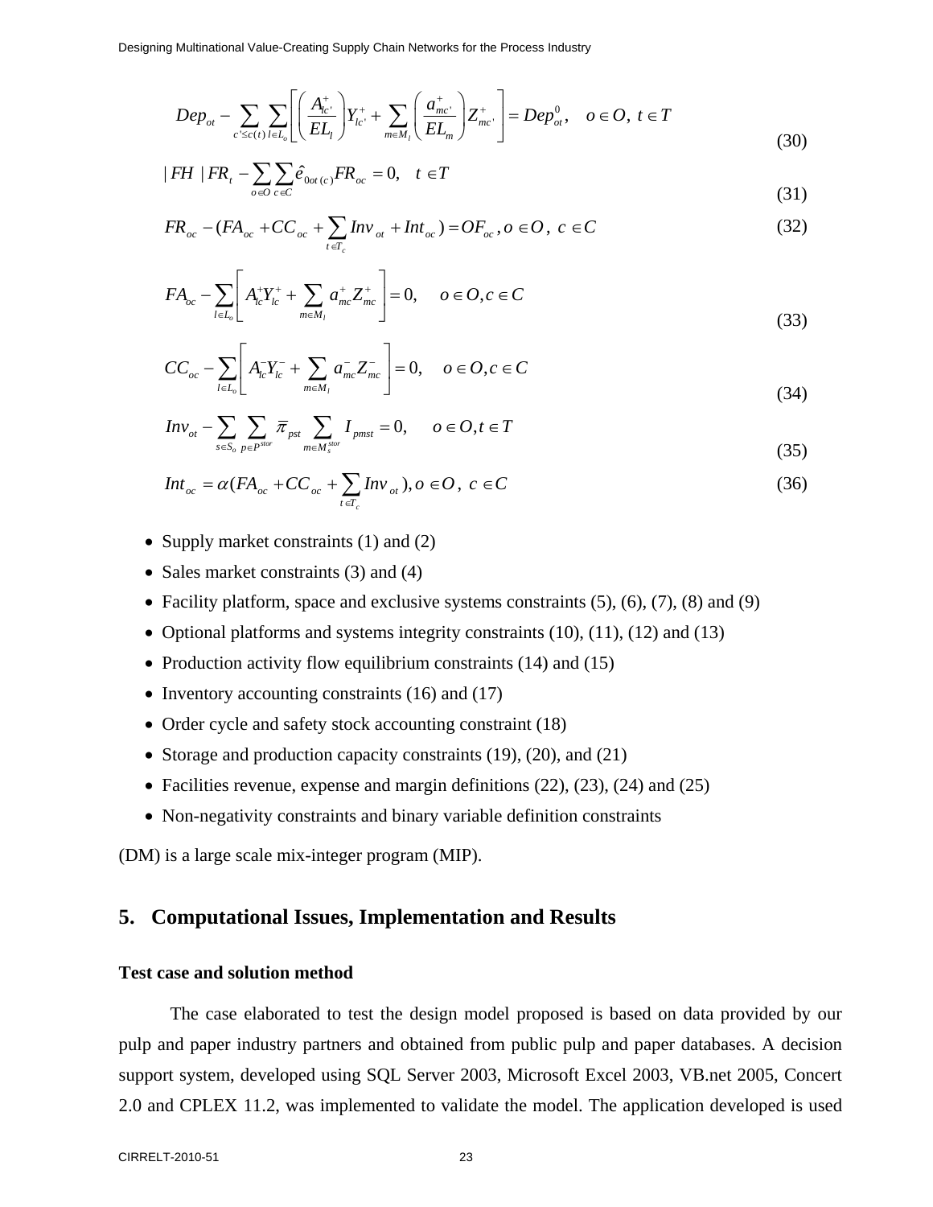$$Dep_{ot} - \sum_{c' \le c(t)} \sum_{l \in L_o} \left[ \left( \frac{A^{+}_{lc'}}{EL_l} \right) Y^{+}_{lc'} + \sum_{m \in M_l} \left( \frac{a^{+}_{mc'}}{EL_m} \right) Z^{+}_{mc'} \right] = Dep^{0}_{ot}, \quad o \in O,\ t \in T \tag{30}$$

$$|FH \ | FR_t - \sum_{o \in O} \sum_{c \in C} \hat{e}_{0ot(c)} FR_{oc} = 0, \quad t \in T \tag{31}$$

$$FR_{oc} - (FA_{oc} + CC_{oc} + \sum_{t \in T_c} Inv_{ot} + Int_{oc}) = OF_{oc}, o \in O,\ c \in C \tag{32}$$

$$FA_{oc} - \sum_{l \in L_o} \left[ A^{+}_{lc} Y^{+}_{lc} + \sum_{m \in M_l} a^{+}_{mc} Z^{+}_{mc} \right] = 0, \quad o \in O, c \in C \tag{33}$$

$$CC_{oc} - \sum_{l \in L_o} \left[ A^{-}_{lc} Y^{-}_{lc} + \sum_{m \in M_l} a^{-}_{mc} Z^{-}_{mc} \right] = 0, \quad o \in O, c \in C \tag{34}$$

$$Inv_{ot} - \sum_{s \in S_o} \sum_{p \in P^{stor}} \overline{\pi}_{pst} \sum_{m \in M^{stor}_s} I_{pmst} = 0, \quad o \in O, t \in T \tag{35}$$

$$Int_{oc} = \alpha (FA_{oc} + CC_{oc} + \sum_{t \in T_c} Inv_{ot}), o \in O,\ c \in C \tag{36}$$

- Supply market constraints (1) and (2)
- Sales market constraints (3) and (4)
- Facility platform, space and exclusive systems constraints (5), (6), (7), (8) and (9)
- Optional platforms and systems integrity constraints (10), (11), (12) and (13)
- Production activity flow equilibrium constraints (14) and (15)
- Inventory accounting constraints (16) and (17)
- Order cycle and safety stock accounting constraint (18)
- Storage and production capacity constraints (19), (20), and (21)
- Facilities revenue, expense and margin definitions (22), (23), (24) and (25)
- Non-negativity constraints and binary variable definition constraints

(DM) is a large scale mix-integer program (MIP).

## 5. Computational Issues, Implementation and Results

**Test case and solution method**

The case elaborated to test the design model proposed is based on data provided by our pulp and paper industry partners and obtained from public pulp and paper databases. A decision support system, developed using SQL Server 2003, Microsoft Excel 2003, VB.net 2005, Concert 2.0 and CPLEX 11.2, was implemented to validate the model. The application developed is used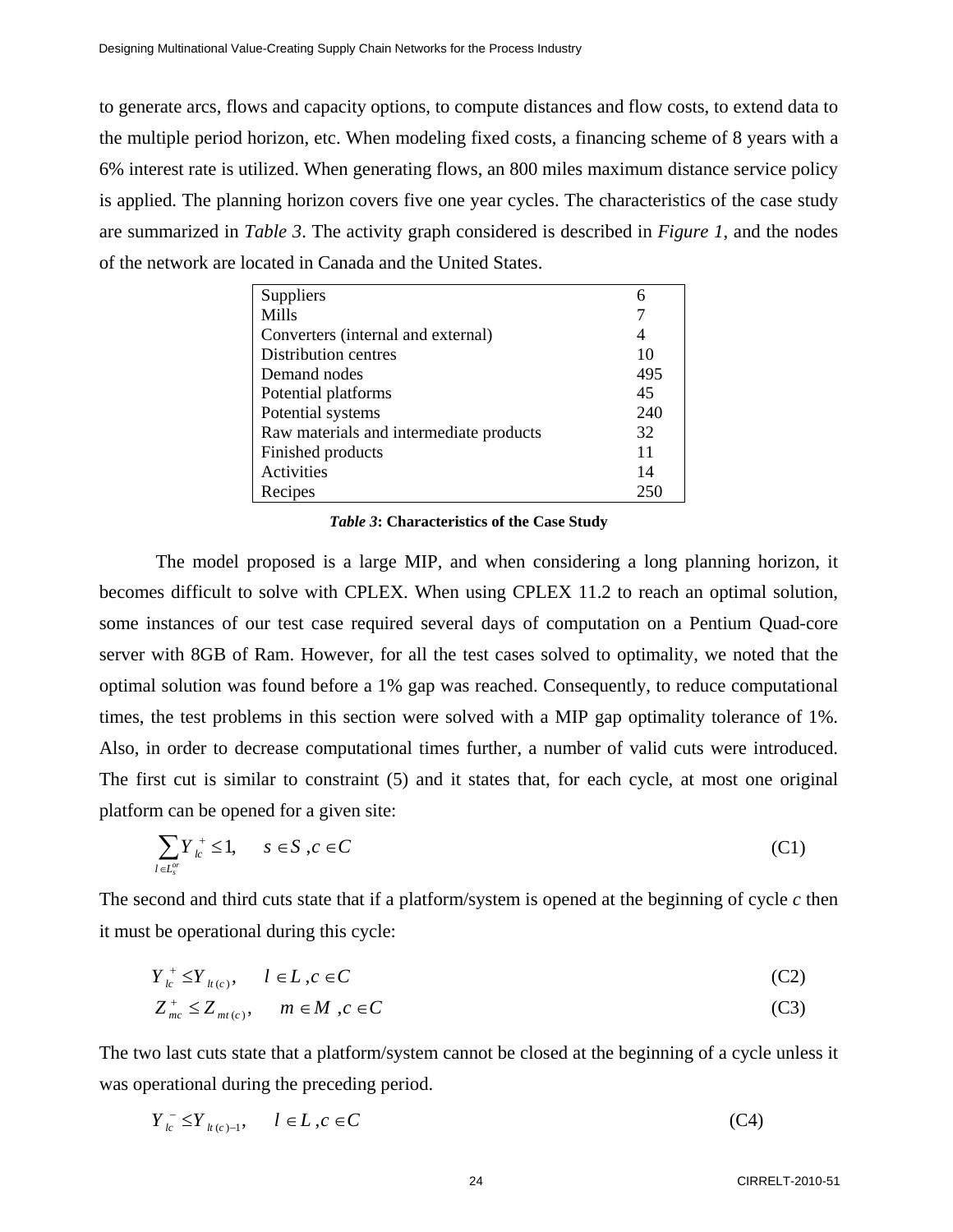to generate arcs, flows and capacity options, to compute distances and flow costs, to extend data to the multiple period horizon, etc. When modeling fixed costs, a financing scheme of 8 years with a 6% interest rate is utilized. When generating flows, an 800 miles maximum distance service policy is applied. The planning horizon covers five one year cycles. The characteristics of the case study are summarized in *Table 3*. The activity graph considered is described in *Figure 1*, and the nodes of the network are located in Canada and the United States.

| | |
|---|---|
| Suppliers | 6 |
| Mills | 7 |
| Converters (internal and external) | 4 |
| Distribution centres | 10 |
| Demand nodes | 495 |
| Potential platforms | 45 |
| Potential systems | 240 |
| Raw materials and intermediate products | 32 |
| Finished products | 11 |
| Activities | 14 |
| Recipes | 250 |

***Table 3*: Characteristics of the Case Study**

The model proposed is a large MIP, and when considering a long planning horizon, it becomes difficult to solve with CPLEX. When using CPLEX 11.2 to reach an optimal solution, some instances of our test case required several days of computation on a Pentium Quad-core server with 8GB of Ram. However, for all the test cases solved to optimality, we noted that the optimal solution was found before a 1% gap was reached. Consequently, to reduce computational times, the test problems in this section were solved with a MIP gap optimality tolerance of 1%. Also, in order to decrease computational times further, a number of valid cuts were introduced. The first cut is similar to constraint (5) and it states that, for each cycle, at most one original platform can be opened for a given site:

$$\sum_{l \in L_s^{or}} Y_{lc}^{+} \leq 1, \quad s \in S, c \in C \tag{C1}$$

The second and third cuts state that if a platform/system is opened at the beginning of cycle $c$ then it must be operational during this cycle:

$$Y_{lc}^{+} \leq Y_{lt(c)}, \quad l \in L, c \in C \tag{C2}$$

$$Z_{mc}^{+} \leq Z_{mt(c)}, \quad m \in M, c \in C \tag{C3}$$

The two last cuts state that a platform/system cannot be closed at the beginning of a cycle unless it was operational during the preceding period.

$$Y_{lc}^{-} \leq Y_{lt(c)-1}, \quad l \in L, c \in C \tag{C4}$$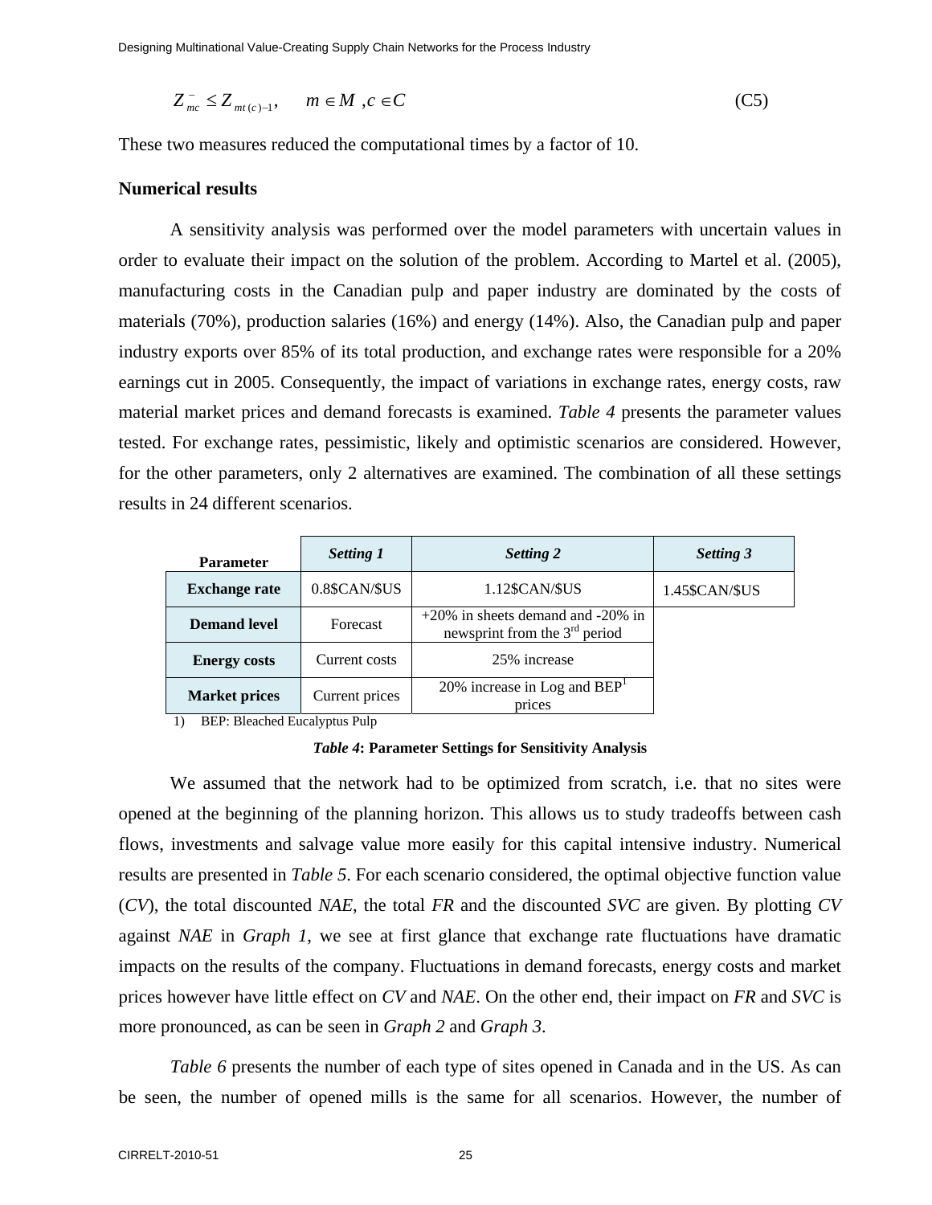$$Z_{mc}^{-} \leq Z_{mt(c)-1}, \qquad m \in M \ , c \in C \tag{C5}$$

These two measures reduced the computational times by a factor of 10.

### Numerical results

A sensitivity analysis was performed over the model parameters with uncertain values in order to evaluate their impact on the solution of the problem. According to Martel et al. (2005), manufacturing costs in the Canadian pulp and paper industry are dominated by the costs of materials (70%), production salaries (16%) and energy (14%). Also, the Canadian pulp and paper industry exports over 85% of its total production, and exchange rates were responsible for a 20% earnings cut in 2005. Consequently, the impact of variations in exchange rates, energy costs, raw material market prices and demand forecasts is examined. *Table 4* presents the parameter values tested. For exchange rates, pessimistic, likely and optimistic scenarios are considered. However, for the other parameters, only 2 alternatives are examined. The combination of all these settings results in 24 different scenarios.

| Parameter | *Setting 1* | *Setting 2* | *Setting 3* |
|---|---|---|---|
| **Exchange rate** | 0.8$CAN/$US | 1.12$CAN/$US | 1.45$CAN/$US |
| **Demand level** | Forecast | +20% in sheets demand and -20% in newsprint from the 3rd period | |
| **Energy costs** | Current costs | 25% increase | |
| **Market prices** | Current prices | 20% increase in Log and BEP[1] prices | |

1) BEP: Bleached Eucalyptus Pulp

***Table 4*: Parameter Settings for Sensitivity Analysis**

We assumed that the network had to be optimized from scratch, i.e. that no sites were opened at the beginning of the planning horizon. This allows us to study tradeoffs between cash flows, investments and salvage value more easily for this capital intensive industry. Numerical results are presented in *Table 5*. For each scenario considered, the optimal objective function value (*CV*), the total discounted *NAE*, the total *FR* and the discounted *SVC* are given. By plotting *CV* against *NAE* in *Graph 1*, we see at first glance that exchange rate fluctuations have dramatic impacts on the results of the company. Fluctuations in demand forecasts, energy costs and market prices however have little effect on *CV* and *NAE*. On the other end, their impact on *FR* and *SVC* is more pronounced, as can be seen in *Graph 2* and *Graph 3*.

*Table 6* presents the number of each type of sites opened in Canada and in the US. As can be seen, the number of opened mills is the same for all scenarios. However, the number of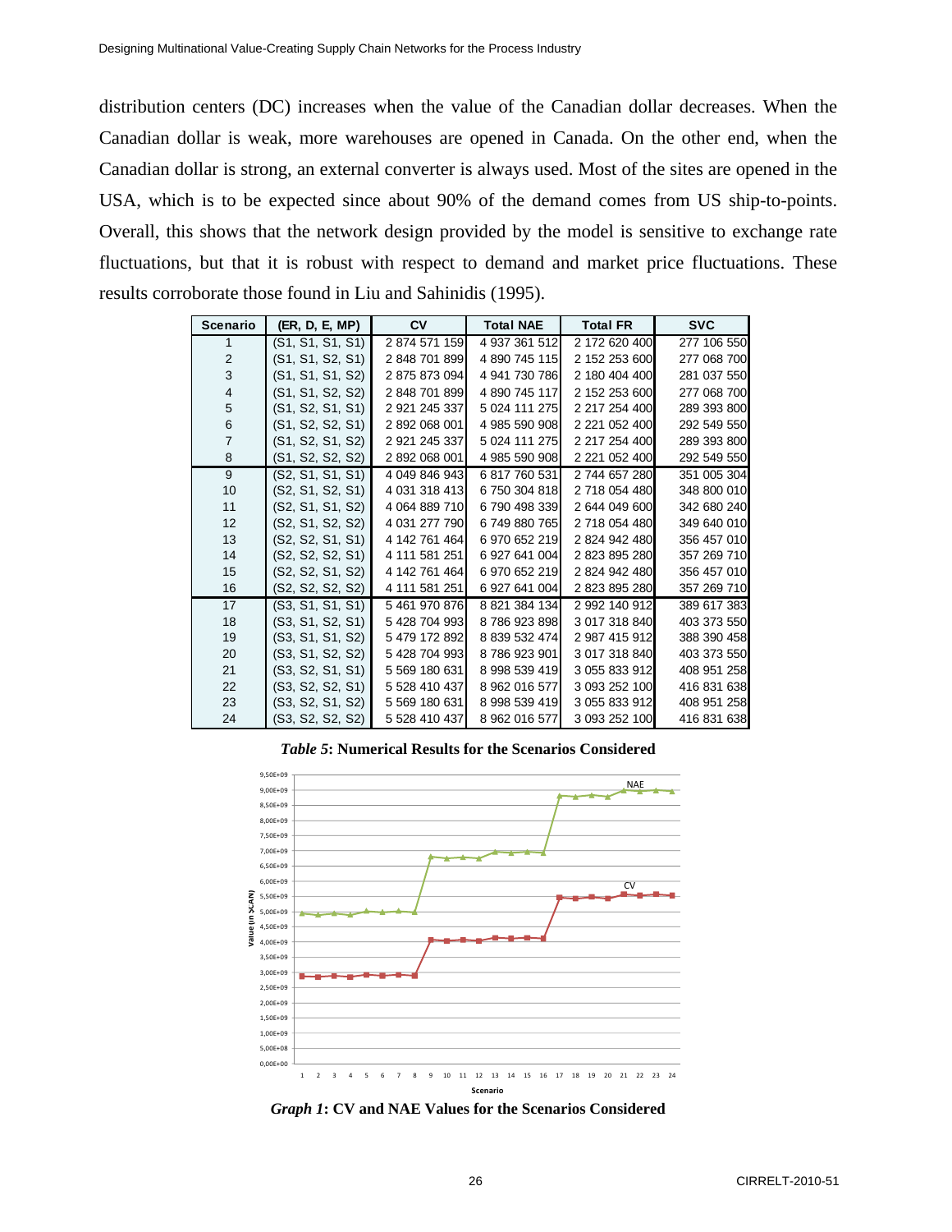distribution centers (DC) increases when the value of the Canadian dollar decreases. When the Canadian dollar is weak, more warehouses are opened in Canada. On the other end, when the Canadian dollar is strong, an external converter is always used. Most of the sites are opened in the USA, which is to be expected since about 90% of the demand comes from US ship-to-points. Overall, this shows that the network design provided by the model is sensitive to exchange rate fluctuations, but that it is robust with respect to demand and market price fluctuations. These results corroborate those found in Liu and Sahinidis (1995).

| Scenario | (ER, D, E, MP) | CV | Total NAE | Total FR | SVC |
|---|---|---|---|---|---|
| 1 | (S1, S1, S1, S1) | 2 874 571 159 | 4 937 361 512 | 2 172 620 400 | 277 106 550 |
| 2 | (S1, S1, S2, S1) | 2 848 701 899 | 4 890 745 115 | 2 152 253 600 | 277 068 700 |
| 3 | (S1, S1, S1, S2) | 2 875 873 094 | 4 941 730 786 | 2 180 404 400 | 281 037 550 |
| 4 | (S1, S1, S2, S2) | 2 848 701 899 | 4 890 745 117 | 2 152 253 600 | 277 068 700 |
| 5 | (S1, S2, S1, S1) | 2 921 245 337 | 5 024 111 275 | 2 217 254 400 | 289 393 800 |
| 6 | (S1, S2, S2, S1) | 2 892 068 001 | 4 985 590 908 | 2 221 052 400 | 292 549 550 |
| 7 | (S1, S2, S1, S2) | 2 921 245 337 | 5 024 111 275 | 2 217 254 400 | 289 393 800 |
| 8 | (S1, S2, S2, S2) | 2 892 068 001 | 4 985 590 908 | 2 221 052 400 | 292 549 550 |
| 9 | (S2, S1, S1, S1) | 4 049 846 943 | 6 817 760 531 | 2 744 657 280 | 351 005 304 |
| 10 | (S2, S1, S2, S1) | 4 031 318 413 | 6 750 304 818 | 2 718 054 480 | 348 800 010 |
| 11 | (S2, S1, S1, S2) | 4 064 889 710 | 6 790 498 339 | 2 644 049 600 | 342 680 240 |
| 12 | (S2, S1, S2, S2) | 4 031 277 790 | 6 749 880 765 | 2 718 054 480 | 349 640 010 |
| 13 | (S2, S2, S1, S1) | 4 142 761 464 | 6 970 652 219 | 2 824 942 480 | 356 457 010 |
| 14 | (S2, S2, S2, S1) | 4 111 581 251 | 6 927 641 004 | 2 823 895 280 | 357 269 710 |
| 15 | (S2, S2, S1, S2) | 4 142 761 464 | 6 970 652 219 | 2 824 942 480 | 356 457 010 |
| 16 | (S2, S2, S2, S2) | 4 111 581 251 | 6 927 641 004 | 2 823 895 280 | 357 269 710 |
| 17 | (S3, S1, S1, S1) | 5 461 970 876 | 8 821 384 134 | 2 992 140 912 | 389 617 383 |
| 18 | (S3, S1, S2, S1) | 5 428 704 993 | 8 786 923 898 | 3 017 318 840 | 403 373 550 |
| 19 | (S3, S1, S1, S2) | 5 479 172 892 | 8 839 532 474 | 2 987 415 912 | 388 390 458 |
| 20 | (S3, S1, S2, S2) | 5 428 704 993 | 8 786 923 901 | 3 017 318 840 | 403 373 550 |
| 21 | (S3, S2, S1, S1) | 5 569 180 631 | 8 998 539 419 | 3 055 833 912 | 408 951 258 |
| 22 | (S3, S2, S2, S1) | 5 528 410 437 | 8 962 016 577 | 3 093 252 100 | 416 831 638 |
| 23 | (S3, S2, S1, S2) | 5 569 180 631 | 8 998 539 419 | 3 055 833 912 | 408 951 258 |
| 24 | (S3, S2, S2, S2) | 5 528 410 437 | 8 962 016 577 | 3 093 252 100 | 416 831 638 |

***Table 5*: Numerical Results for the Scenarios Considered**

***Graph 1*: CV and NAE Values for the Scenarios Considered**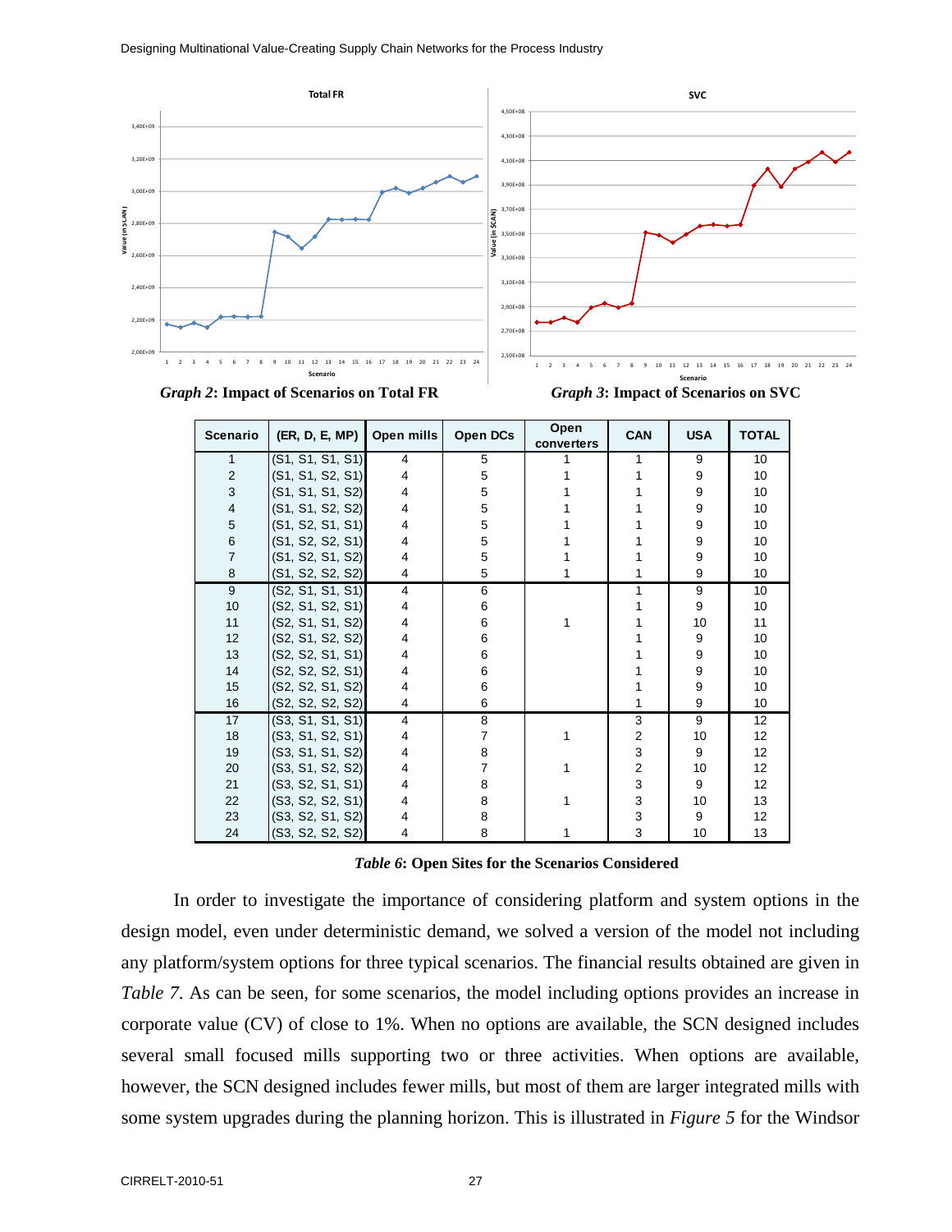*Graph 2*: **Impact of Scenarios on Total FR**

*Graph 3*: **Impact of Scenarios on SVC**

| Scenario | (ER, D, E, MP) | Open mills | Open DCs | Open converters | CAN | USA | TOTAL |
|---|---|---|---|---|---|---|---|
| 1 | (S1, S1, S1, S1) | 4 | 5 | 1 | 1 | 9 | 10 |
| 2 | (S1, S1, S2, S1) | 4 | 5 | 1 | 1 | 9 | 10 |
| 3 | (S1, S1, S1, S2) | 4 | 5 | 1 | 1 | 9 | 10 |
| 4 | (S1, S1, S2, S2) | 4 | 5 | 1 | 1 | 9 | 10 |
| 5 | (S1, S2, S1, S1) | 4 | 5 | 1 | 1 | 9 | 10 |
| 6 | (S1, S2, S2, S1) | 4 | 5 | 1 | 1 | 9 | 10 |
| 7 | (S1, S2, S1, S2) | 4 | 5 | 1 | 1 | 9 | 10 |
| 8 | (S1, S2, S2, S2) | 4 | 5 | 1 | 1 | 9 | 10 |
| 9 | (S2, S1, S1, S1) | 4 | 6 | | 1 | 9 | 10 |
| 10 | (S2, S1, S2, S1) | 4 | 6 | | 1 | 9 | 10 |
| 11 | (S2, S1, S1, S2) | 4 | 6 | 1 | 1 | 10 | 11 |
| 12 | (S2, S1, S2, S2) | 4 | 6 | | 1 | 9 | 10 |
| 13 | (S2, S2, S1, S1) | 4 | 6 | | 1 | 9 | 10 |
| 14 | (S2, S2, S2, S1) | 4 | 6 | | 1 | 9 | 10 |
| 15 | (S2, S2, S1, S2) | 4 | 6 | | 1 | 9 | 10 |
| 16 | (S2, S2, S2, S2) | 4 | 6 | | 1 | 9 | 10 |
| 17 | (S3, S1, S1, S1) | 4 | 8 | | 3 | 9 | 12 |
| 18 | (S3, S1, S2, S1) | 4 | 7 | 1 | 2 | 10 | 12 |
| 19 | (S3, S1, S1, S2) | 4 | 8 | | 3 | 9 | 12 |
| 20 | (S3, S1, S2, S2) | 4 | 7 | 1 | 2 | 10 | 12 |
| 21 | (S3, S2, S1, S1) | 4 | 8 | | 3 | 9 | 12 |
| 22 | (S3, S2, S2, S1) | 4 | 8 | 1 | 3 | 10 | 13 |
| 23 | (S3, S2, S1, S2) | 4 | 8 | | 3 | 9 | 12 |
| 24 | (S3, S2, S2, S2) | 4 | 8 | 1 | 3 | 10 | 13 |

*Table 6*: **Open Sites for the Scenarios Considered**

In order to investigate the importance of considering platform and system options in the design model, even under deterministic demand, we solved a version of the model not including any platform/system options for three typical scenarios. The financial results obtained are given in *Table 7*. As can be seen, for some scenarios, the model including options provides an increase in corporate value (CV) of close to 1%. When no options are available, the SCN designed includes several small focused mills supporting two or three activities. When options are available, however, the SCN designed includes fewer mills, but most of them are larger integrated mills with some system upgrades during the planning horizon. This is illustrated in *Figure 5* for the Windsor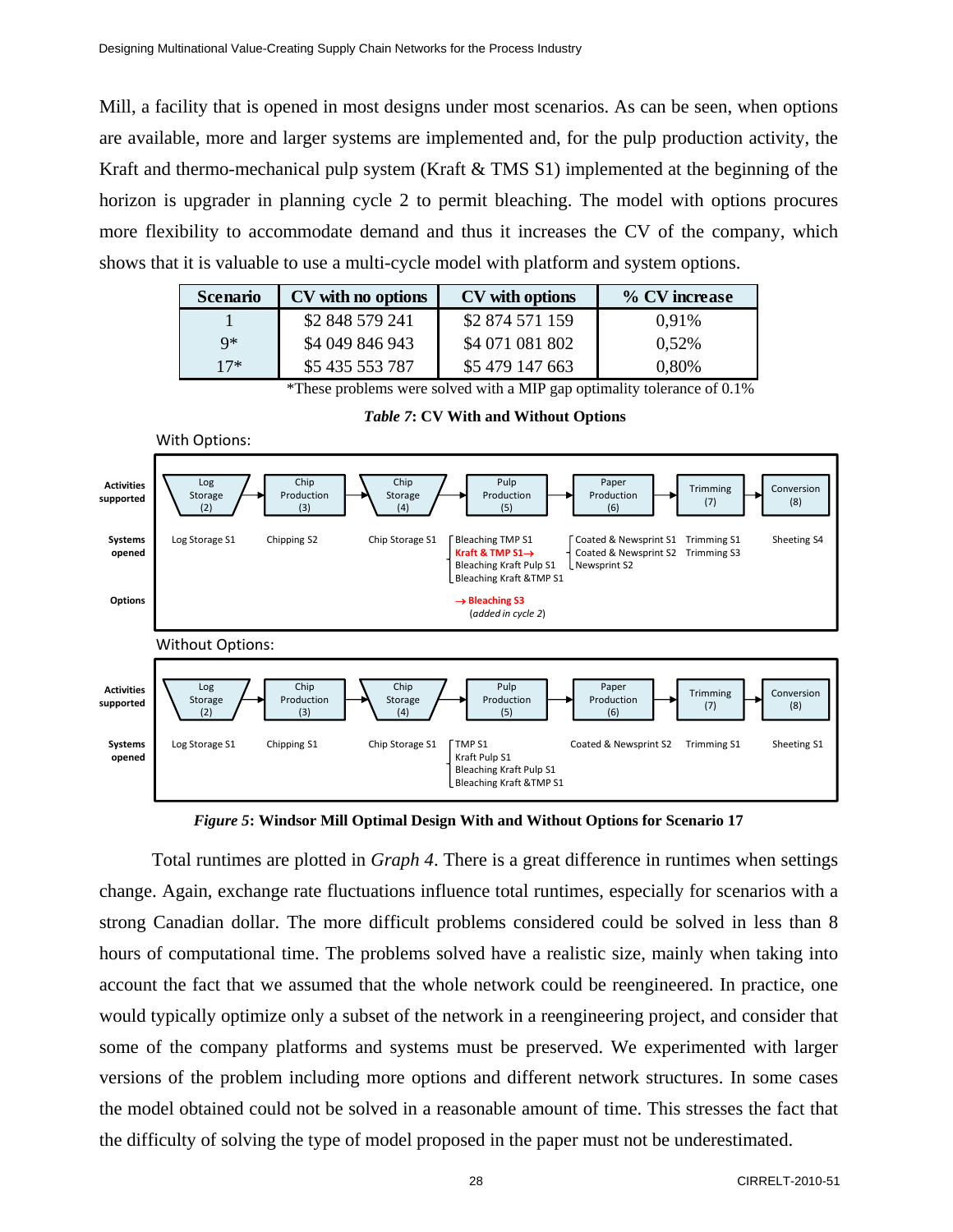Mill, a facility that is opened in most designs under most scenarios. As can be seen, when options are available, more and larger systems are implemented and, for the pulp production activity, the Kraft and thermo-mechanical pulp system (Kraft & TMS S1) implemented at the beginning of the horizon is upgrader in planning cycle 2 to permit bleaching. The model with options procures more flexibility to accommodate demand and thus it increases the CV of the company, which shows that it is valuable to use a multi-cycle model with platform and system options.

| Scenario | CV with no options | CV with options | % CV increase |
|---|---|---|---|
| 1 | $2 848 579 241 | $2 874 571 159 | 0,91% |
| 9* | $4 049 846 943 | $4 071 081 802 | 0,52% |
| 17* | $5 435 553 787 | $5 479 147 663 | 0,80% |

*These problems were solved with a MIP gap optimality tolerance of 0.1%

***Table 7*: CV With and Without Options**

With Options:

| | Log Storage (2) | Chip Production (3) | Chip Storage (4) | Pulp Production (5) | Paper Production (6) | Trimming (7) | Conversion (8) |
|---|---|---|---|---|---|---|---|
| **Systems opened** | Log Storage S1 | Chipping S2 | Chip Storage S1 | Bleaching TMP S1, **Kraft & TMP S1→**, Bleaching Kraft Pulp S1, Bleaching Kraft &TMP S1 | Coated & Newsprint S1, Coated & Newsprint S2, Newsprint S2 | Trimming S1, Trimming S3 | Sheeting S4 |
| **Options** | | | | **→ Bleaching S3** (*added in cycle 2*) | | | |

Without Options:

| | Log Storage (2) | Chip Production (3) | Chip Storage (4) | Pulp Production (5) | Paper Production (6) | Trimming (7) | Conversion (8) |
|---|---|---|---|---|---|---|---|
| **Systems opened** | Log Storage S1 | Chipping S1 | Chip Storage S1 | TMP S1, Kraft Pulp S1, Bleaching Kraft Pulp S1, Bleaching Kraft &TMP S1 | Coated & Newsprint S2 | Trimming S1 | Sheeting S1 |

***Figure 5*: Windsor Mill Optimal Design With and Without Options for Scenario 17**

Total runtimes are plotted in *Graph 4*. There is a great difference in runtimes when settings change. Again, exchange rate fluctuations influence total runtimes, especially for scenarios with a strong Canadian dollar. The more difficult problems considered could be solved in less than 8 hours of computational time. The problems solved have a realistic size, mainly when taking into account the fact that we assumed that the whole network could be reengineered. In practice, one would typically optimize only a subset of the network in a reengineering project, and consider that some of the company platforms and systems must be preserved. We experimented with larger versions of the problem including more options and different network structures. In some cases the model obtained could not be solved in a reasonable amount of time. This stresses the fact that the difficulty of solving the type of model proposed in the paper must not be underestimated.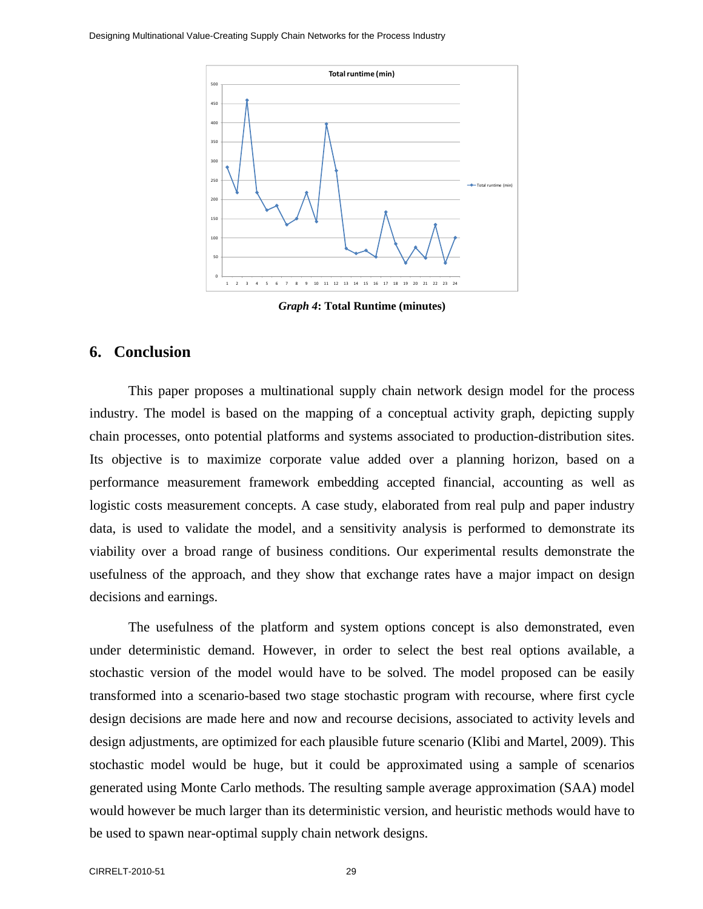*Graph 4*: **Total Runtime (minutes)**

## 6. Conclusion

This paper proposes a multinational supply chain network design model for the process industry. The model is based on the mapping of a conceptual activity graph, depicting supply chain processes, onto potential platforms and systems associated to production-distribution sites. Its objective is to maximize corporate value added over a planning horizon, based on a performance measurement framework embedding accepted financial, accounting as well as logistic costs measurement concepts. A case study, elaborated from real pulp and paper industry data, is used to validate the model, and a sensitivity analysis is performed to demonstrate its viability over a broad range of business conditions. Our experimental results demonstrate the usefulness of the approach, and they show that exchange rates have a major impact on design decisions and earnings.

The usefulness of the platform and system options concept is also demonstrated, even under deterministic demand. However, in order to select the best real options available, a stochastic version of the model would have to be solved. The model proposed can be easily transformed into a scenario-based two stage stochastic program with recourse, where first cycle design decisions are made here and now and recourse decisions, associated to activity levels and design adjustments, are optimized for each plausible future scenario (Klibi and Martel, 2009). This stochastic model would be huge, but it could be approximated using a sample of scenarios generated using Monte Carlo methods. The resulting sample average approximation (SAA) model would however be much larger than its deterministic version, and heuristic methods would have to be used to spawn near-optimal supply chain network designs.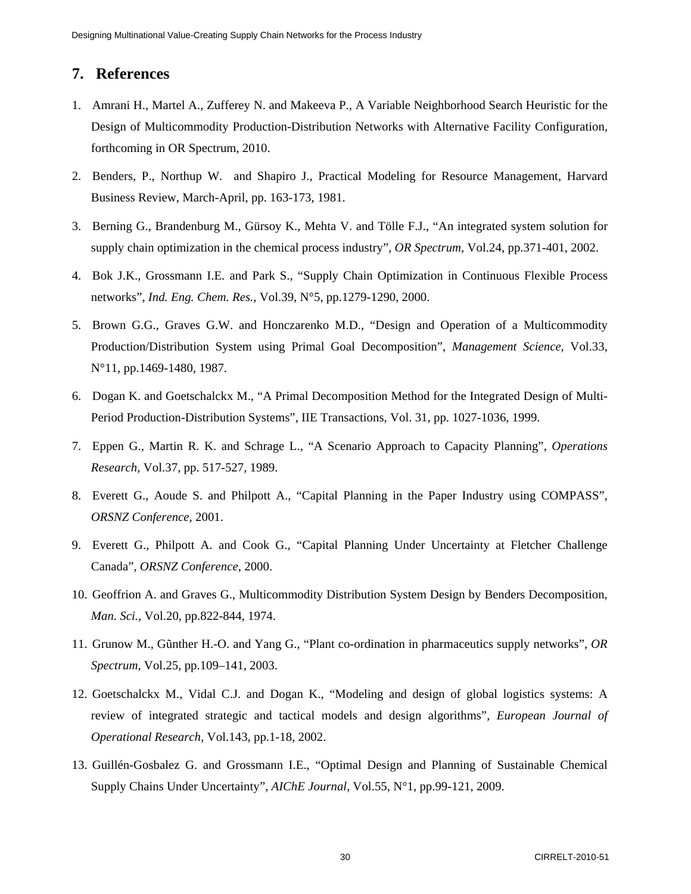## 7. References

1. Amrani H., Martel A., Zufferey N. and Makeeva P., A Variable Neighborhood Search Heuristic for the Design of Multicommodity Production-Distribution Networks with Alternative Facility Configuration, forthcoming in OR Spectrum, 2010.
2. Benders, P., Northup W. and Shapiro J., Practical Modeling for Resource Management, Harvard Business Review, March-April, pp. 163-173, 1981.
3. Berning G., Brandenburg M., Gürsoy K., Mehta V. and Tölle F.J., "An integrated system solution for supply chain optimization in the chemical process industry", *OR Spectrum*, Vol.24, pp.371-401, 2002.
4. Bok J.K., Grossmann I.E. and Park S., "Supply Chain Optimization in Continuous Flexible Process networks", *Ind. Eng. Chem. Res.*, Vol.39, N°5, pp.1279-1290, 2000.
5. Brown G.G., Graves G.W. and Honczarenko M.D., "Design and Operation of a Multicommodity Production/Distribution System using Primal Goal Decomposition", *Management Science*, Vol.33, N°11, pp.1469-1480, 1987.
6. Dogan K. and Goetschalckx M., "A Primal Decomposition Method for the Integrated Design of Multi-Period Production-Distribution Systems", IIE Transactions, Vol. 31, pp. 1027-1036, 1999.
7. Eppen G., Martin R. K. and Schrage L., "A Scenario Approach to Capacity Planning", *Operations Research*, Vol.37, pp. 517-527, 1989.
8. Everett G., Aoude S. and Philpott A., "Capital Planning in the Paper Industry using COMPASS", *ORSNZ Conference*, 2001.
9. Everett G., Philpott A. and Cook G., "Capital Planning Under Uncertainty at Fletcher Challenge Canada", *ORSNZ Conference*, 2000.
10. Geoffrion A. and Graves G., Multicommodity Distribution System Design by Benders Decomposition, *Man. Sci.*, Vol.20, pp.822-844, 1974.
11. Grunow M., Gũnther H.-O. and Yang G., "Plant co-ordination in pharmaceutics supply networks", *OR Spectrum*, Vol.25, pp.109–141, 2003.
12. Goetschalckx M., Vidal C.J. and Dogan K., "Modeling and design of global logistics systems: A review of integrated strategic and tactical models and design algorithms", *European Journal of Operational Research*, Vol.143, pp.1-18, 2002.
13. Guillén-Gosbalez G. and Grossmann I.E., "Optimal Design and Planning of Sustainable Chemical Supply Chains Under Uncertainty", *AIChE Journal*, Vol.55, N°1, pp.99-121, 2009.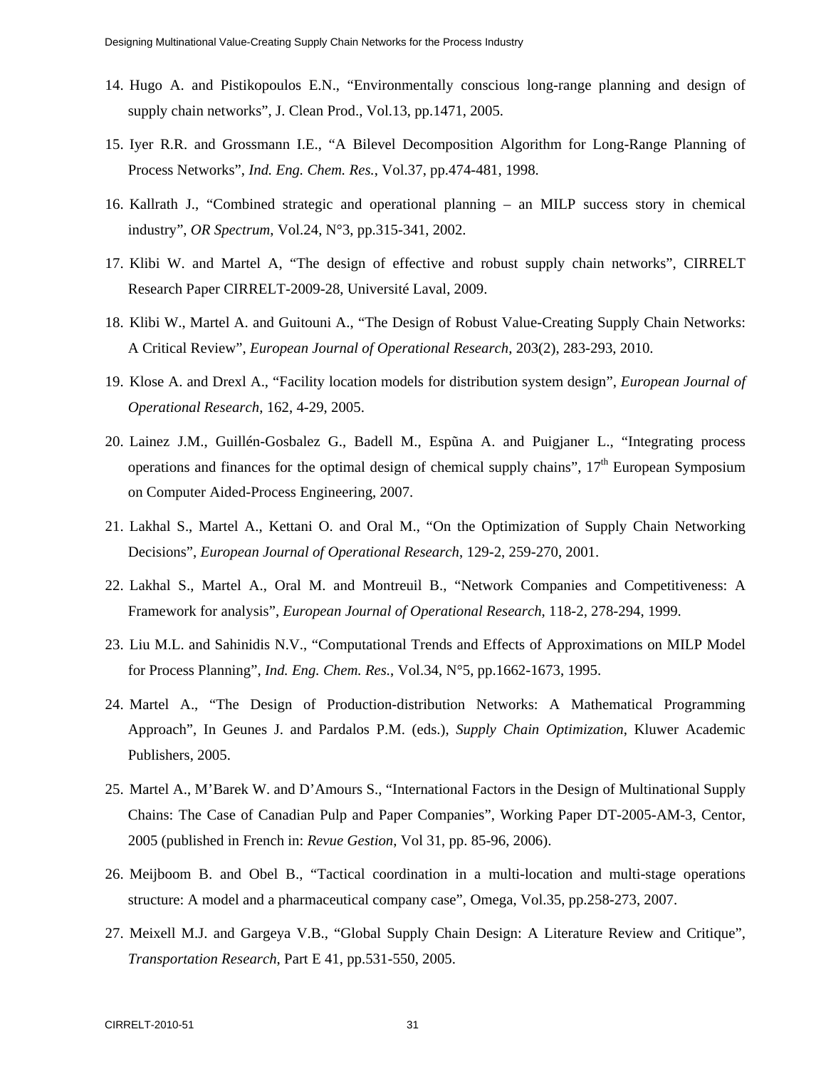14. Hugo A. and Pistikopoulos E.N., "Environmentally conscious long-range planning and design of supply chain networks", J. Clean Prod., Vol.13, pp.1471, 2005.

15. Iyer R.R. and Grossmann I.E., "A Bilevel Decomposition Algorithm for Long-Range Planning of Process Networks", *Ind. Eng. Chem. Res.*, Vol.37, pp.474-481, 1998.

16. Kallrath J., "Combined strategic and operational planning – an MILP success story in chemical industry", *OR Spectrum*, Vol.24, N°3, pp.315-341, 2002.

17. Klibi W. and Martel A, "The design of effective and robust supply chain networks", CIRRELT Research Paper CIRRELT-2009-28, Université Laval, 2009.

18. Klibi W., Martel A. and Guitouni A., "The Design of Robust Value-Creating Supply Chain Networks: A Critical Review", *European Journal of Operational Research*, 203(2), 283-293, 2010.

19. Klose A. and Drexl A., "Facility location models for distribution system design", *European Journal of Operational Research*, 162, 4-29, 2005.

20. Lainez J.M., Guillén-Gosbalez G., Badell M., Espũna A. and Puigjaner L., "Integrating process operations and finances for the optimal design of chemical supply chains", 17th European Symposium on Computer Aided-Process Engineering, 2007.

21. Lakhal S., Martel A., Kettani O. and Oral M., "On the Optimization of Supply Chain Networking Decisions", *European Journal of Operational Research*, 129-2, 259-270, 2001.

22. Lakhal S., Martel A., Oral M. and Montreuil B., "Network Companies and Competitiveness: A Framework for analysis", *European Journal of Operational Research*, 118-2, 278-294, 1999.

23. Liu M.L. and Sahinidis N.V., "Computational Trends and Effects of Approximations on MILP Model for Process Planning", *Ind. Eng. Chem. Res.*, Vol.34, N°5, pp.1662-1673, 1995.

24. Martel A., "The Design of Production-distribution Networks: A Mathematical Programming Approach", In Geunes J. and Pardalos P.M. (eds.), *Supply Chain Optimization*, Kluwer Academic Publishers, 2005.

25. Martel A., M'Barek W. and D'Amours S., "International Factors in the Design of Multinational Supply Chains: The Case of Canadian Pulp and Paper Companies", Working Paper DT-2005-AM-3, Centor, 2005 (published in French in: *Revue Gestion*, Vol 31, pp. 85-96, 2006).

26. Meijboom B. and Obel B., "Tactical coordination in a multi-location and multi-stage operations structure: A model and a pharmaceutical company case", Omega, Vol.35, pp.258-273, 2007.

27. Meixell M.J. and Gargeya V.B., "Global Supply Chain Design: A Literature Review and Critique", *Transportation Research*, Part E 41, pp.531-550, 2005.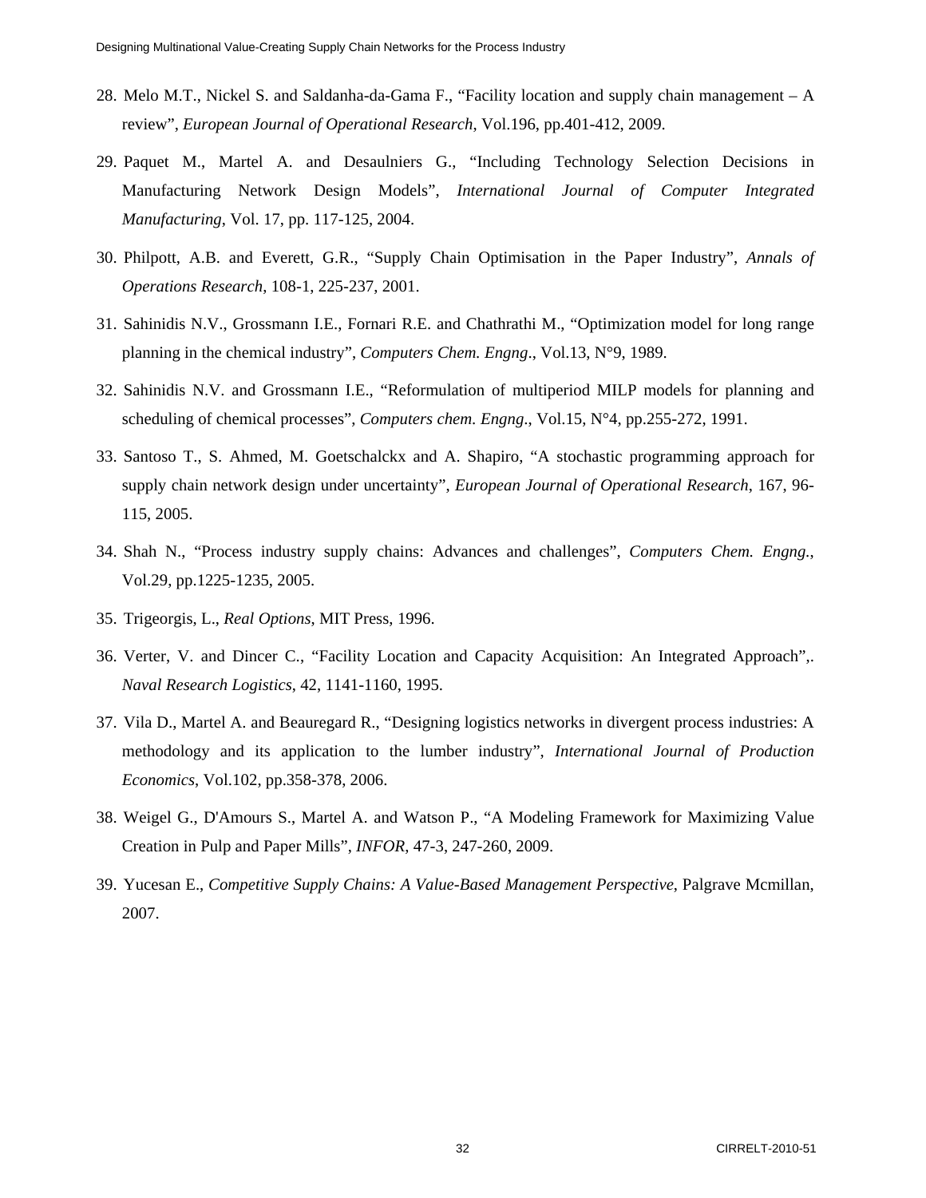28. Melo M.T., Nickel S. and Saldanha-da-Gama F., “Facility location and supply chain management – A review”, *European Journal of Operational Research*, Vol.196, pp.401-412, 2009.

29. Paquet M., Martel A. and Desaulniers G., “Including Technology Selection Decisions in Manufacturing Network Design Models”, *International Journal of Computer Integrated Manufacturing*, Vol. 17, pp. 117-125, 2004.

30. Philpott, A.B. and Everett, G.R., “Supply Chain Optimisation in the Paper Industry”, *Annals of Operations Research*, 108-1, 225-237, 2001.

31. Sahinidis N.V., Grossmann I.E., Fornari R.E. and Chathrathi M., “Optimization model for long range planning in the chemical industry”, *Computers Chem. Engng*., Vol.13, N°9, 1989.

32. Sahinidis N.V. and Grossmann I.E., “Reformulation of multiperiod MILP models for planning and scheduling of chemical processes”, *Computers chem. Engng*., Vol.15, N°4, pp.255-272, 1991.

33. Santoso T., S. Ahmed, M. Goetschalckx and A. Shapiro, “A stochastic programming approach for supply chain network design under uncertainty”, *European Journal of Operational Research*, 167, 96-115, 2005.

34. Shah N., “Process industry supply chains: Advances and challenges”, *Computers Chem. Engng.*, Vol.29, pp.1225-1235, 2005.

35. Trigeorgis, L., *Real Options*, MIT Press, 1996.

36. Verter, V. and Dincer C., “Facility Location and Capacity Acquisition: An Integrated Approach”,. *Naval Research Logistics*, 42, 1141-1160, 1995.

37. Vila D., Martel A. and Beauregard R., “Designing logistics networks in divergent process industries: A methodology and its application to the lumber industry”, *International Journal of Production Economics*, Vol.102, pp.358-378, 2006.

38. Weigel G., D'Amours S., Martel A. and Watson P., “A Modeling Framework for Maximizing Value Creation in Pulp and Paper Mills”, *INFOR*, 47-3, 247-260, 2009.

39. Yucesan E., *Competitive Supply Chains: A Value-Based Management Perspective*, Palgrave Mcmillan, 2007.